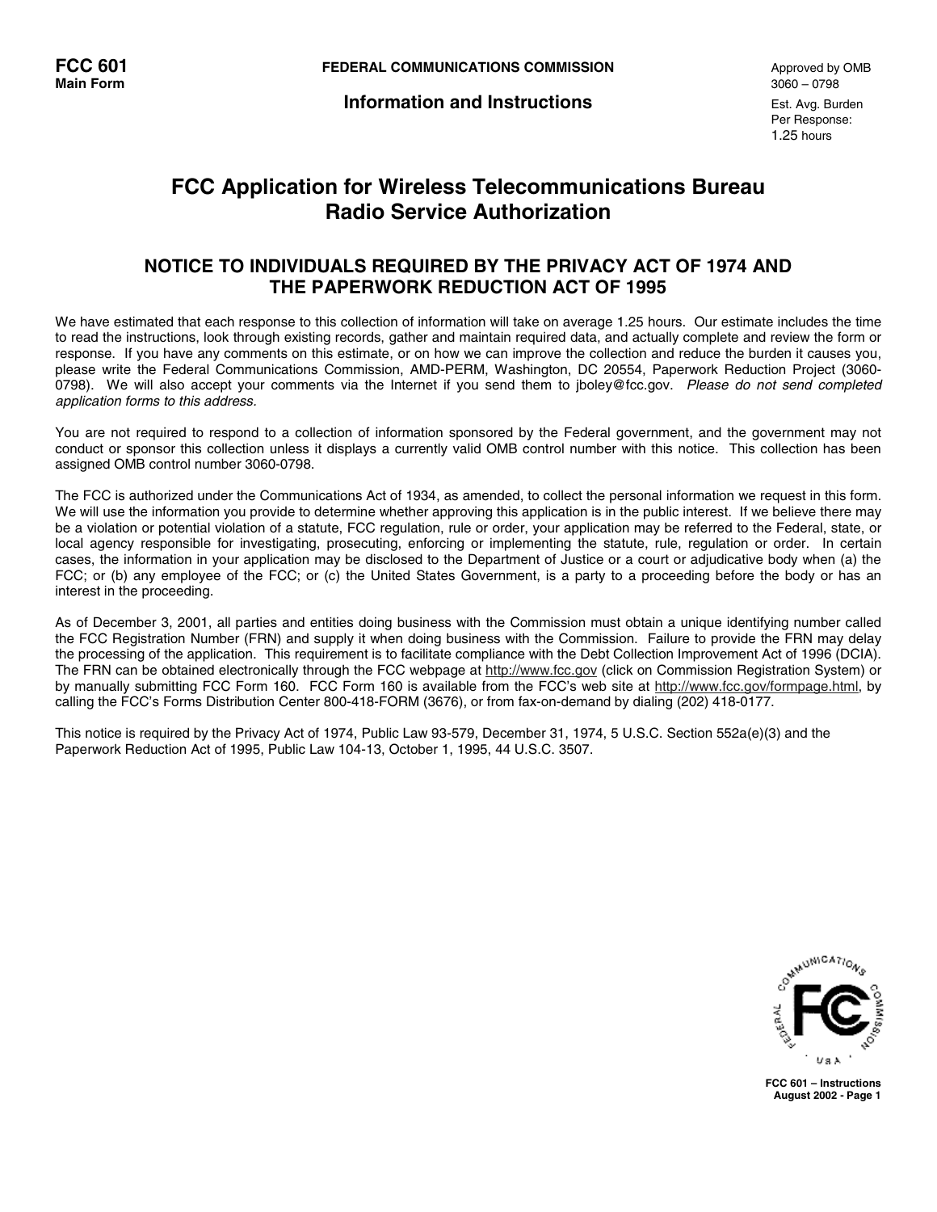FCC 601
Main Form

FEDERAL COMMUNICATIONS COMMISSION

**Information and Instructions**

Approved by OMB
3060 – 0798

Est. Avg. Burden
Per Response:
1.25 hours

# FCC Application for Wireless Telecommunications Bureau Radio Service Authorization

## NOTICE TO INDIVIDUALS REQUIRED BY THE PRIVACY ACT OF 1974 AND THE PAPERWORK REDUCTION ACT OF 1995

We have estimated that each response to this collection of information will take on average 1.25 hours. Our estimate includes the time to read the instructions, look through existing records, gather and maintain required data, and actually complete and review the form or response. If you have any comments on this estimate, or on how we can improve the collection and reduce the burden it causes you, please write the Federal Communications Commission, AMD-PERM, Washington, DC 20554, Paperwork Reduction Project (3060-0798). We will also accept your comments via the Internet if you send them to jboley@fcc.gov. *Please do not send completed application forms to this address.*

You are not required to respond to a collection of information sponsored by the Federal government, and the government may not conduct or sponsor this collection unless it displays a currently valid OMB control number with this notice. This collection has been assigned OMB control number 3060-0798.

The FCC is authorized under the Communications Act of 1934, as amended, to collect the personal information we request in this form. We will use the information you provide to determine whether approving this application is in the public interest. If we believe there may be a violation or potential violation of a statute, FCC regulation, rule or order, your application may be referred to the Federal, state, or local agency responsible for investigating, prosecuting, enforcing or implementing the statute, rule, regulation or order. In certain cases, the information in your application may be disclosed to the Department of Justice or a court or adjudicative body when (a) the FCC; or (b) any employee of the FCC; or (c) the United States Government, is a party to a proceeding before the body or has an interest in the proceeding.

As of December 3, 2001, all parties and entities doing business with the Commission must obtain a unique identifying number called the FCC Registration Number (FRN) and supply it when doing business with the Commission. Failure to provide the FRN may delay the processing of the application. This requirement is to facilitate compliance with the Debt Collection Improvement Act of 1996 (DCIA). The FRN can be obtained electronically through the FCC webpage at http://www.fcc.gov (click on Commission Registration System) or by manually submitting FCC Form 160. FCC Form 160 is available from the FCC's web site at http://www.fcc.gov/formpage.html, by calling the FCC's Forms Distribution Center 800-418-FORM (3676), or from fax-on-demand by dialing (202) 418-0177.

This notice is required by the Privacy Act of 1974, Public Law 93-579, December 31, 1974, 5 U.S.C. Section 552a(e)(3) and the Paperwork Reduction Act of 1995, Public Law 104-13, October 1, 1995, 44 U.S.C. 3507.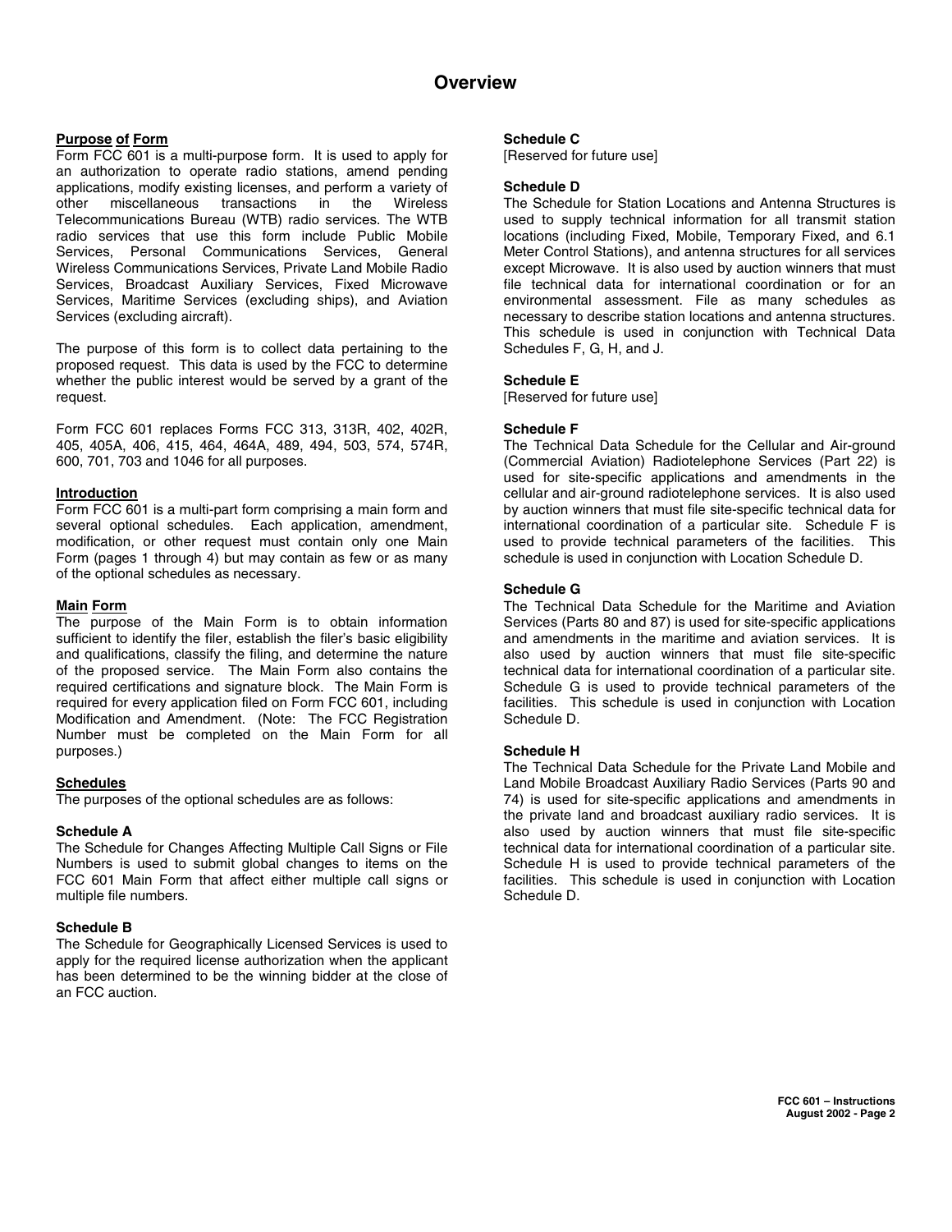# Overview

**Purpose of Form**

Form FCC 601 is a multi-purpose form. It is used to apply for an authorization to operate radio stations, amend pending applications, modify existing licenses, and perform a variety of other miscellaneous transactions in the Wireless Telecommunications Bureau (WTB) radio services. The WTB radio services that use this form include Public Mobile Services, Personal Communications Services, General Wireless Communications Services, Private Land Mobile Radio Services, Broadcast Auxiliary Services, Fixed Microwave Services, Maritime Services (excluding ships), and Aviation Services (excluding aircraft).

The purpose of this form is to collect data pertaining to the proposed request. This data is used by the FCC to determine whether the public interest would be served by a grant of the request.

Form FCC 601 replaces Forms FCC 313, 313R, 402, 402R, 405, 405A, 406, 415, 464, 464A, 489, 494, 503, 574, 574R, 600, 701, 703 and 1046 for all purposes.

**Introduction**

Form FCC 601 is a multi-part form comprising a main form and several optional schedules. Each application, amendment, modification, or other request must contain only one Main Form (pages 1 through 4) but may contain as few or as many of the optional schedules as necessary.

**Main Form**

The purpose of the Main Form is to obtain information sufficient to identify the filer, establish the filer's basic eligibility and qualifications, classify the filing, and determine the nature of the proposed service. The Main Form also contains the required certifications and signature block. The Main Form is required for every application filed on Form FCC 601, including Modification and Amendment. (Note: The FCC Registration Number must be completed on the Main Form for all purposes.)

**Schedules**

The purposes of the optional schedules are as follows:

**Schedule A**

The Schedule for Changes Affecting Multiple Call Signs or File Numbers is used to submit global changes to items on the FCC 601 Main Form that affect either multiple call signs or multiple file numbers.

**Schedule B**

The Schedule for Geographically Licensed Services is used to apply for the required license authorization when the applicant has been determined to be the winning bidder at the close of an FCC auction.

**Schedule C**

[Reserved for future use]

**Schedule D**

The Schedule for Station Locations and Antenna Structures is used to supply technical information for all transmit station locations (including Fixed, Mobile, Temporary Fixed, and 6.1 Meter Control Stations), and antenna structures for all services except Microwave. It is also used by auction winners that must file technical data for international coordination or for an environmental assessment. File as many schedules as necessary to describe station locations and antenna structures. This schedule is used in conjunction with Technical Data Schedules F, G, H, and J.

**Schedule E**

[Reserved for future use]

**Schedule F**

The Technical Data Schedule for the Cellular and Air-ground (Commercial Aviation) Radiotelephone Services (Part 22) is used for site-specific applications and amendments in the cellular and air-ground radiotelephone services. It is also used by auction winners that must file site-specific technical data for international coordination of a particular site. Schedule F is used to provide technical parameters of the facilities. This schedule is used in conjunction with Location Schedule D.

**Schedule G**

The Technical Data Schedule for the Maritime and Aviation Services (Parts 80 and 87) is used for site-specific applications and amendments in the maritime and aviation services. It is also used by auction winners that must file site-specific technical data for international coordination of a particular site. Schedule G is used to provide technical parameters of the facilities. This schedule is used in conjunction with Location Schedule D.

**Schedule H**

The Technical Data Schedule for the Private Land Mobile and Land Mobile Broadcast Auxiliary Radio Services (Parts 90 and 74) is used for site-specific applications and amendments in the private land and broadcast auxiliary radio services. It is also used by auction winners that must file site-specific technical data for international coordination of a particular site. Schedule H is used to provide technical parameters of the facilities. This schedule is used in conjunction with Location Schedule D.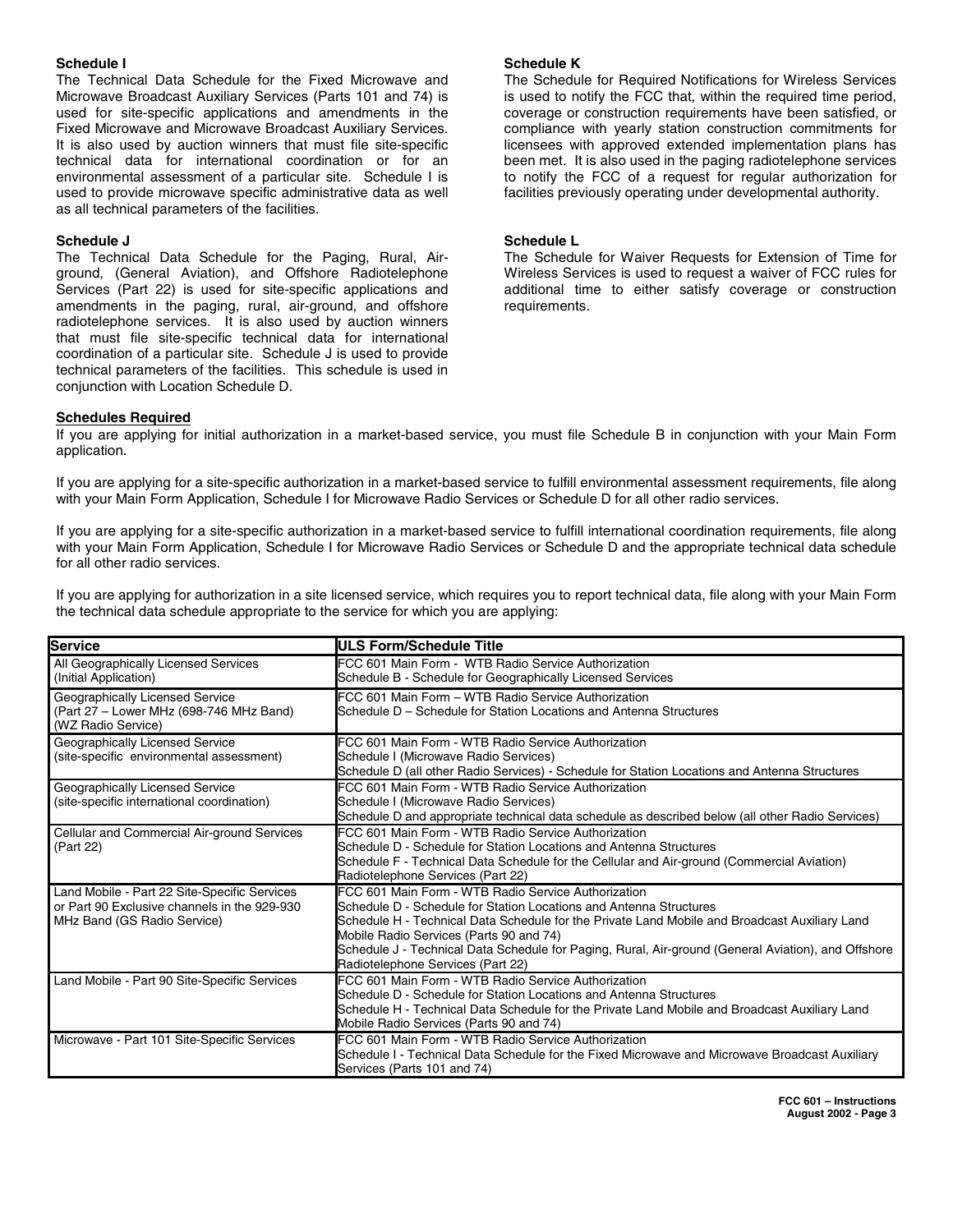**Schedule I**

The Technical Data Schedule for the Fixed Microwave and Microwave Broadcast Auxiliary Services (Parts 101 and 74) is used for site-specific applications and amendments in the Fixed Microwave and Microwave Broadcast Auxiliary Services. It is also used by auction winners that must file site-specific technical data for international coordination or for an environmental assessment of a particular site. Schedule I is used to provide microwave specific administrative data as well as all technical parameters of the facilities.

**Schedule J**

The Technical Data Schedule for the Paging, Rural, Air-ground, (General Aviation), and Offshore Radiotelephone Services (Part 22) is used for site-specific applications and amendments in the paging, rural, air-ground, and offshore radiotelephone services. It is also used by auction winners that must file site-specific technical data for international coordination of a particular site. Schedule J is used to provide technical parameters of the facilities. This schedule is used in conjunction with Location Schedule D.

**Schedule K**

The Schedule for Required Notifications for Wireless Services is used to notify the FCC that, within the required time period, coverage or construction requirements have been satisfied, or compliance with yearly station construction commitments for licensees with approved extended implementation plans has been met. It is also used in the paging radiotelephone services to notify the FCC of a request for regular authorization for facilities previously operating under developmental authority.

**Schedule L**

The Schedule for Waiver Requests for Extension of Time for Wireless Services is used to request a waiver of FCC rules for additional time to either satisfy coverage or construction requirements.

**Schedules Required**

If you are applying for initial authorization in a market-based service, you must file Schedule B in conjunction with your Main Form application.

If you are applying for a site-specific authorization in a market-based service to fulfill environmental assessment requirements, file along with your Main Form Application, Schedule I for Microwave Radio Services or Schedule D for all other radio services.

If you are applying for a site-specific authorization in a market-based service to fulfill international coordination requirements, file along with your Main Form Application, Schedule I for Microwave Radio Services or Schedule D and the appropriate technical data schedule for all other radio services.

If you are applying for authorization in a site licensed service, which requires you to report technical data, file along with your Main Form the technical data schedule appropriate to the service for which you are applying:

| Service | ULS Form/Schedule Title |
|---|---|
| All Geographically Licensed Services (Initial Application) | FCC 601 Main Form - WTB Radio Service Authorization<br>Schedule B - Schedule for Geographically Licensed Services |
| Geographically Licensed Service (Part 27 – Lower MHz (698-746 MHz Band) (WZ Radio Service) | FCC 601 Main Form – WTB Radio Service Authorization<br>Schedule D – Schedule for Station Locations and Antenna Structures |
| Geographically Licensed Service (site-specific environmental assessment) | FCC 601 Main Form - WTB Radio Service Authorization<br>Schedule I (Microwave Radio Services)<br>Schedule D (all other Radio Services) - Schedule for Station Locations and Antenna Structures |
| Geographically Licensed Service (site-specific international coordination) | FCC 601 Main Form - WTB Radio Service Authorization<br>Schedule I (Microwave Radio Services)<br>Schedule D and appropriate technical data schedule as described below (all other Radio Services) |
| Cellular and Commercial Air-ground Services (Part 22) | FCC 601 Main Form - WTB Radio Service Authorization<br>Schedule D - Schedule for Station Locations and Antenna Structures<br>Schedule F - Technical Data Schedule for the Cellular and Air-ground (Commercial Aviation) Radiotelephone Services (Part 22) |
| Land Mobile - Part 22 Site-Specific Services or Part 90 Exclusive channels in the 929-930 MHz Band (GS Radio Service) | FCC 601 Main Form - WTB Radio Service Authorization<br>Schedule D - Schedule for Station Locations and Antenna Structures<br>Schedule H - Technical Data Schedule for the Private Land Mobile and Broadcast Auxiliary Land Mobile Radio Services (Parts 90 and 74)<br>Schedule J - Technical Data Schedule for Paging, Rural, Air-ground (General Aviation), and Offshore Radiotelephone Services (Part 22) |
| Land Mobile - Part 90 Site-Specific Services | FCC 601 Main Form - WTB Radio Service Authorization<br>Schedule D - Schedule for Station Locations and Antenna Structures<br>Schedule H - Technical Data Schedule for the Private Land Mobile and Broadcast Auxiliary Land Mobile Radio Services (Parts 90 and 74) |
| Microwave - Part 101 Site-Specific Services | FCC 601 Main Form - WTB Radio Service Authorization<br>Schedule I - Technical Data Schedule for the Fixed Microwave and Microwave Broadcast Auxiliary Services (Parts 101 and 74) |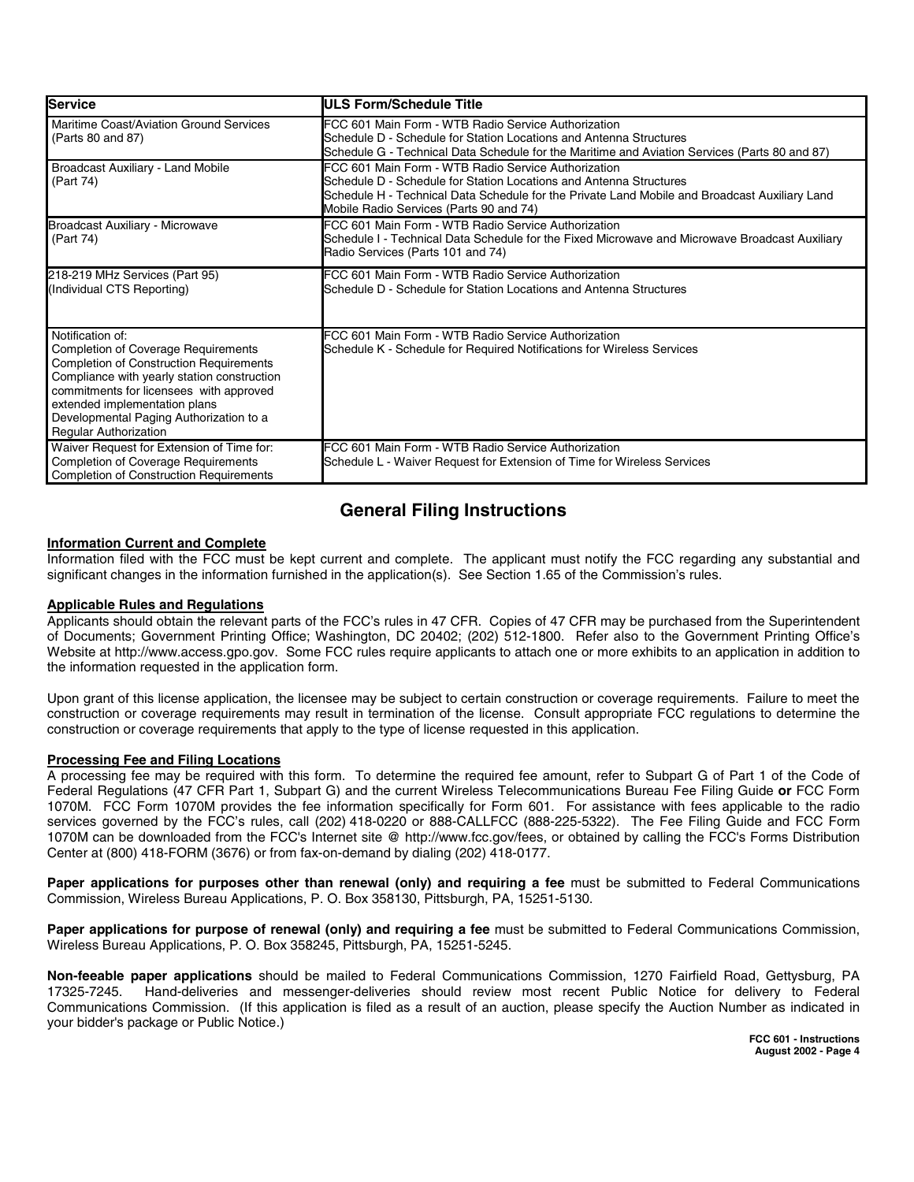| Service | ULS Form/Schedule Title |
|---|---|
| Maritime Coast/Aviation Ground Services (Parts 80 and 87) | FCC 601 Main Form - WTB Radio Service Authorization<br>Schedule D - Schedule for Station Locations and Antenna Structures<br>Schedule G - Technical Data Schedule for the Maritime and Aviation Services (Parts 80 and 87) |
| Broadcast Auxiliary - Land Mobile (Part 74) | FCC 601 Main Form - WTB Radio Service Authorization<br>Schedule D - Schedule for Station Locations and Antenna Structures<br>Schedule H - Technical Data Schedule for the Private Land Mobile and Broadcast Auxiliary Land Mobile Radio Services (Parts 90 and 74) |
| Broadcast Auxiliary - Microwave (Part 74) | FCC 601 Main Form - WTB Radio Service Authorization<br>Schedule I - Technical Data Schedule for the Fixed Microwave and Microwave Broadcast Auxiliary Radio Services (Parts 101 and 74) |
| 218-219 MHz Services (Part 95) (Individual CTS Reporting) | FCC 601 Main Form - WTB Radio Service Authorization<br>Schedule D - Schedule for Station Locations and Antenna Structures |
| Notification of:<br>Completion of Coverage Requirements<br>Completion of Construction Requirements<br>Compliance with yearly station construction commitments for licensees with approved extended implementation plans<br>Developmental Paging Authorization to a Regular Authorization | FCC 601 Main Form - WTB Radio Service Authorization<br>Schedule K - Schedule for Required Notifications for Wireless Services |
| Waiver Request for Extension of Time for:<br>Completion of Coverage Requirements<br>Completion of Construction Requirements | FCC 601 Main Form - WTB Radio Service Authorization<br>Schedule L - Waiver Request for Extension of Time for Wireless Services |

## General Filing Instructions

**Information Current and Complete**

Information filed with the FCC must be kept current and complete. The applicant must notify the FCC regarding any substantial and significant changes in the information furnished in the application(s). See Section 1.65 of the Commission's rules.

**Applicable Rules and Regulations**

Applicants should obtain the relevant parts of the FCC's rules in 47 CFR. Copies of 47 CFR may be purchased from the Superintendent of Documents; Government Printing Office; Washington, DC 20402; (202) 512-1800. Refer also to the Government Printing Office's Website at http://www.access.gpo.gov. Some FCC rules require applicants to attach one or more exhibits to an application in addition to the information requested in the application form.

Upon grant of this license application, the licensee may be subject to certain construction or coverage requirements. Failure to meet the construction or coverage requirements may result in termination of the license. Consult appropriate FCC regulations to determine the construction or coverage requirements that apply to the type of license requested in this application.

**Processing Fee and Filing Locations**

A processing fee may be required with this form. To determine the required fee amount, refer to Subpart G of Part 1 of the Code of Federal Regulations (47 CFR Part 1, Subpart G) and the current Wireless Telecommunications Bureau Fee Filing Guide **or** FCC Form 1070M. FCC Form 1070M provides the fee information specifically for Form 601. For assistance with fees applicable to the radio services governed by the FCC's rules, call (202) 418-0220 or 888-CALLFCC (888-225-5322). The Fee Filing Guide and FCC Form 1070M can be downloaded from the FCC's Internet site @ http://www.fcc.gov/fees, or obtained by calling the FCC's Forms Distribution Center at (800) 418-FORM (3676) or from fax-on-demand by dialing (202) 418-0177.

**Paper applications for purposes other than renewal (only) and requiring a fee** must be submitted to Federal Communications Commission, Wireless Bureau Applications, P. O. Box 358130, Pittsburgh, PA, 15251-5130.

**Paper applications for purpose of renewal (only) and requiring a fee** must be submitted to Federal Communications Commission, Wireless Bureau Applications, P. O. Box 358245, Pittsburgh, PA, 15251-5245.

**Non-feeable paper applications** should be mailed to Federal Communications Commission, 1270 Fairfield Road, Gettysburg, PA 17325-7245. Hand-deliveries and messenger-deliveries should review most recent Public Notice for delivery to Federal Communications Commission. (If this application is filed as a result of an auction, please specify the Auction Number as indicated in your bidder's package or Public Notice.)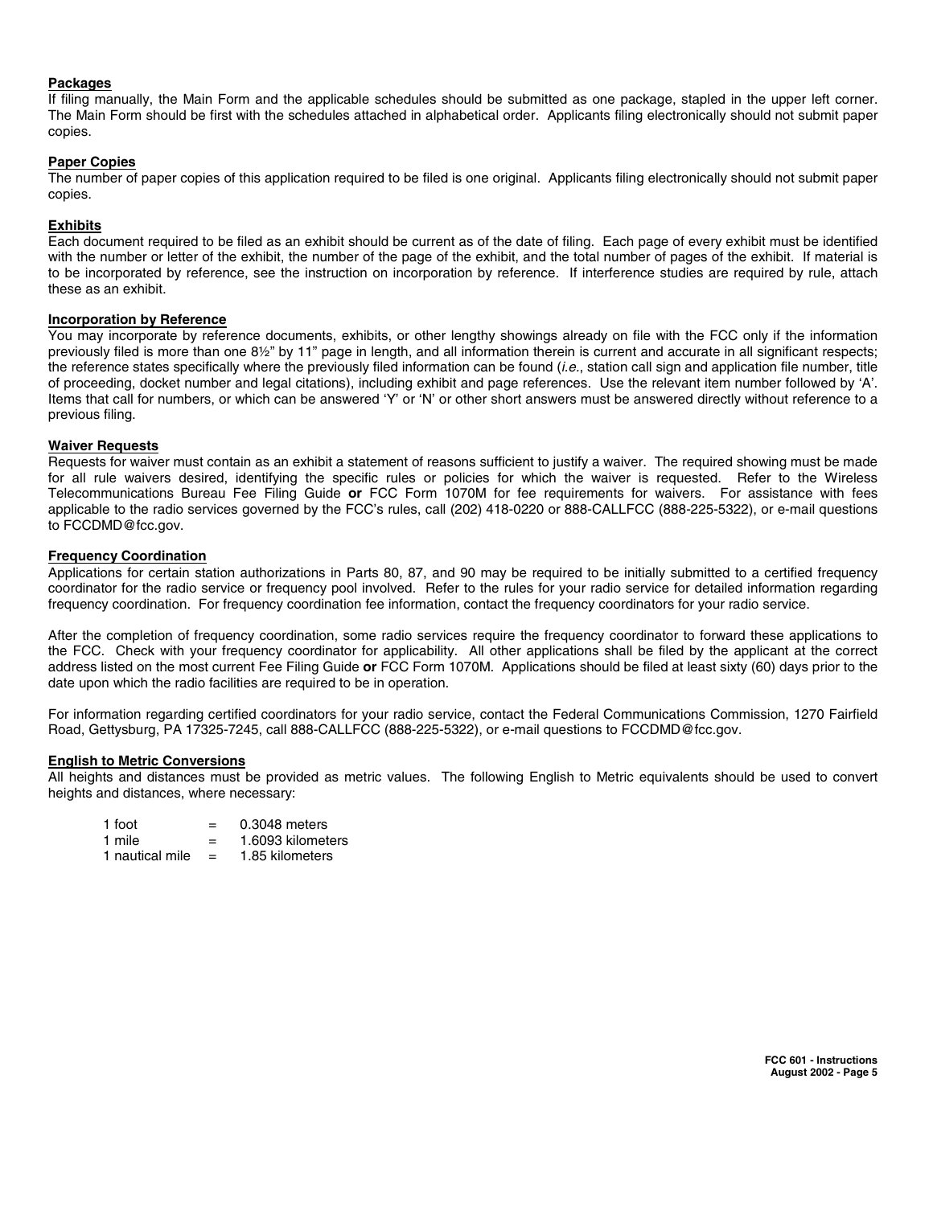### Packages

If filing manually, the Main Form and the applicable schedules should be submitted as one package, stapled in the upper left corner. The Main Form should be first with the schedules attached in alphabetical order. Applicants filing electronically should not submit paper copies.

### Paper Copies

The number of paper copies of this application required to be filed is one original. Applicants filing electronically should not submit paper copies.

### Exhibits

Each document required to be filed as an exhibit should be current as of the date of filing. Each page of every exhibit must be identified with the number or letter of the exhibit, the number of the page of the exhibit, and the total number of pages of the exhibit. If material is to be incorporated by reference, see the instruction on incorporation by reference. If interference studies are required by rule, attach these as an exhibit.

### Incorporation by Reference

You may incorporate by reference documents, exhibits, or other lengthy showings already on file with the FCC only if the information previously filed is more than one 8½" by 11" page in length, and all information therein is current and accurate in all significant respects; the reference states specifically where the previously filed information can be found (*i.e.*, station call sign and application file number, title of proceeding, docket number and legal citations), including exhibit and page references. Use the relevant item number followed by 'A'. Items that call for numbers, or which can be answered 'Y' or 'N' or other short answers must be answered directly without reference to a previous filing.

### Waiver Requests

Requests for waiver must contain as an exhibit a statement of reasons sufficient to justify a waiver. The required showing must be made for all rule waivers desired, identifying the specific rules or policies for which the waiver is requested. Refer to the Wireless Telecommunications Bureau Fee Filing Guide **or** FCC Form 1070M for fee requirements for waivers. For assistance with fees applicable to the radio services governed by the FCC's rules, call (202) 418-0220 or 888-CALLFCC (888-225-5322), or e-mail questions to FCCDMD@fcc.gov.

### Frequency Coordination

Applications for certain station authorizations in Parts 80, 87, and 90 may be required to be initially submitted to a certified frequency coordinator for the radio service or frequency pool involved. Refer to the rules for your radio service for detailed information regarding frequency coordination. For frequency coordination fee information, contact the frequency coordinators for your radio service.

After the completion of frequency coordination, some radio services require the frequency coordinator to forward these applications to the FCC. Check with your frequency coordinator for applicability. All other applications shall be filed by the applicant at the correct address listed on the most current Fee Filing Guide **or** FCC Form 1070M. Applications should be filed at least sixty (60) days prior to the date upon which the radio facilities are required to be in operation.

For information regarding certified coordinators for your radio service, contact the Federal Communications Commission, 1270 Fairfield Road, Gettysburg, PA 17325-7245, call 888-CALLFCC (888-225-5322), or e-mail questions to FCCDMD@fcc.gov.

### English to Metric Conversions

All heights and distances must be provided as metric values. The following English to Metric equivalents should be used to convert heights and distances, where necessary:

| | | |
|---|---|---|
| 1 foot | = | 0.3048 meters |
| 1 mile | = | 1.6093 kilometers |
| 1 nautical mile | = | 1.85 kilometers |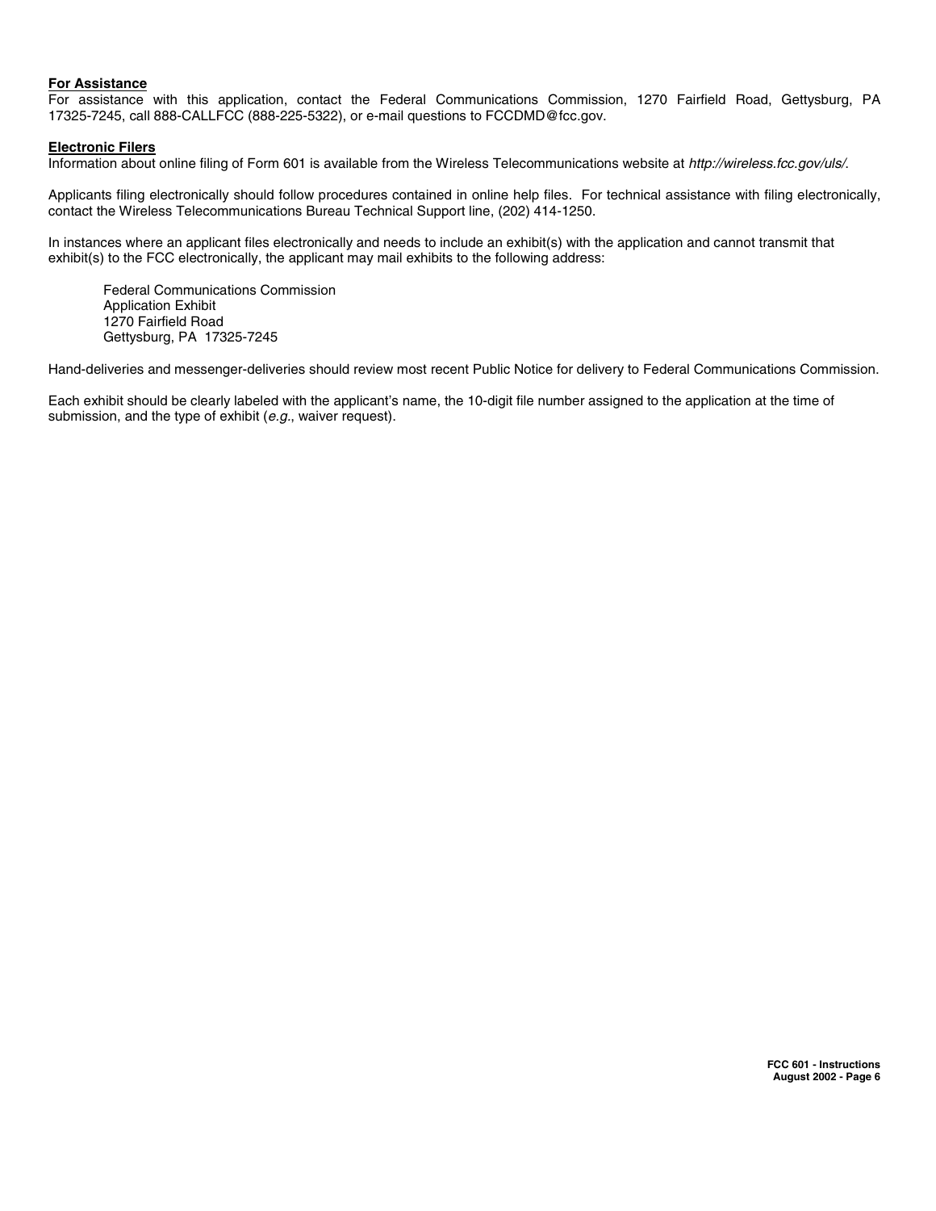**For Assistance**

For assistance with this application, contact the Federal Communications Commission, 1270 Fairfield Road, Gettysburg, PA 17325-7245, call 888-CALLFCC (888-225-5322), or e-mail questions to FCCDMD@fcc.gov.

**Electronic Filers**

Information about online filing of Form 601 is available from the Wireless Telecommunications website at *http://wireless.fcc.gov/uls/*.

Applicants filing electronically should follow procedures contained in online help files. For technical assistance with filing electronically, contact the Wireless Telecommunications Bureau Technical Support line, (202) 414-1250.

In instances where an applicant files electronically and needs to include an exhibit(s) with the application and cannot transmit that exhibit(s) to the FCC electronically, the applicant may mail exhibits to the following address:

Federal Communications Commission
Application Exhibit
1270 Fairfield Road
Gettysburg, PA 17325-7245

Hand-deliveries and messenger-deliveries should review most recent Public Notice for delivery to Federal Communications Commission.

Each exhibit should be clearly labeled with the applicant's name, the 10-digit file number assigned to the application at the time of submission, and the type of exhibit (*e.g.*, waiver request).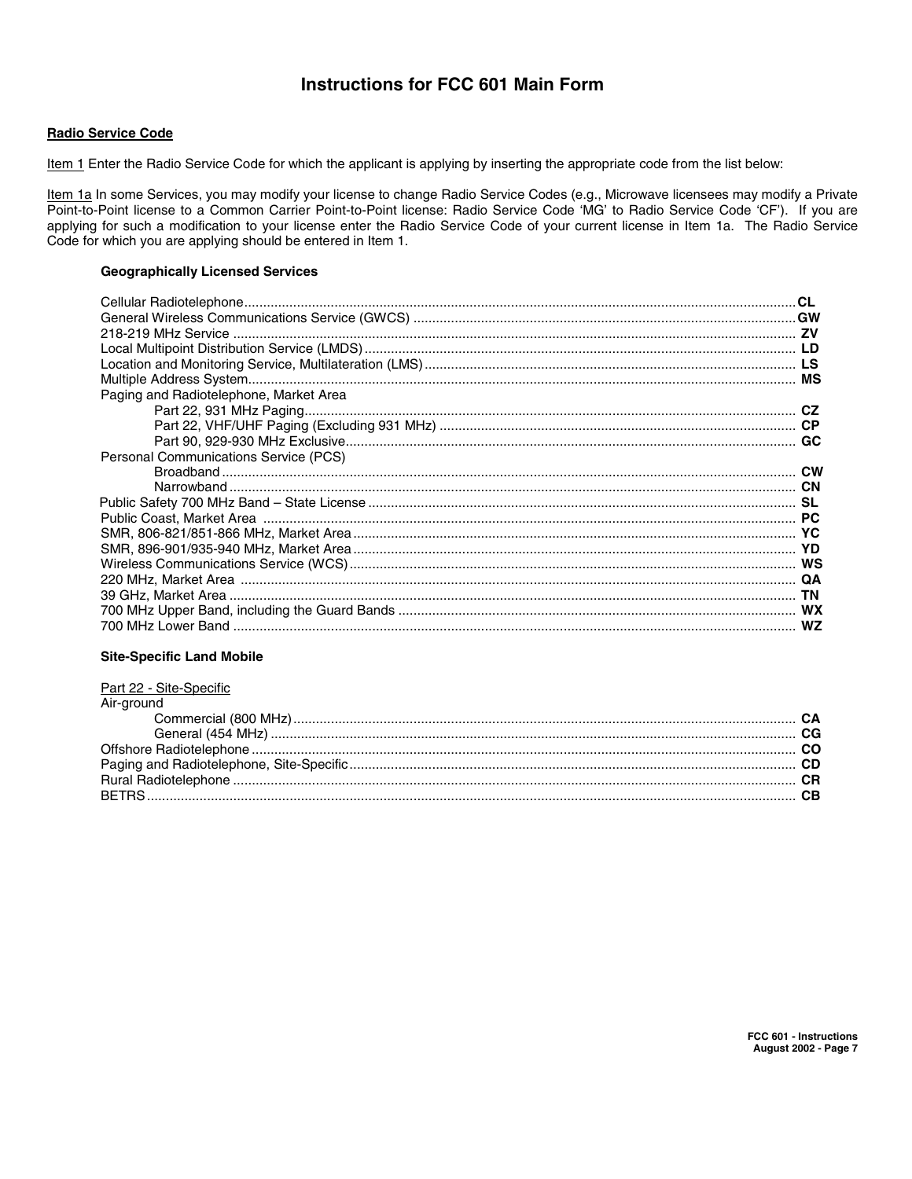# Instructions for FCC 601 Main Form

## Radio Service Code

Item 1 Enter the Radio Service Code for which the applicant is applying by inserting the appropriate code from the list below:

Item 1a In some Services, you may modify your license to change Radio Service Codes (e.g., Microwave licensees may modify a Private Point-to-Point license to a Common Carrier Point-to-Point license: Radio Service Code 'MG' to Radio Service Code 'CF'). If you are applying for such a modification to your license enter the Radio Service Code of your current license in Item 1a. The Radio Service Code for which you are applying should be entered in Item 1.

### Geographically Licensed Services

| Service | Code |
|---|---|
| Cellular Radiotelephone | **CL** |
| General Wireless Communications Service (GWCS) | **GW** |
| 218-219 MHz Service | **ZV** |
| Local Multipoint Distribution Service (LMDS) | **LD** |
| Location and Monitoring Service, Multilateration (LMS) | **LS** |
| Multiple Address System | **MS** |
| Paging and Radiotelephone, Market Area | |
| Part 22, 931 MHz Paging | **CZ** |
| Part 22, VHF/UHF Paging (Excluding 931 MHz) | **CP** |
| Part 90, 929-930 MHz Exclusive | **GC** |
| Personal Communications Service (PCS) | |
| Broadband | **CW** |
| Narrowband | **CN** |
| Public Safety 700 MHz Band – State License | **SL** |
| Public Coast, Market Area | **PC** |
| SMR, 806-821/851-866 MHz, Market Area | **YC** |
| SMR, 896-901/935-940 MHz, Market Area | **YD** |
| Wireless Communications Service (WCS) | **WS** |
| 220 MHz, Market Area | **QA** |
| 39 GHz, Market Area | **TN** |
| 700 MHz Upper Band, including the Guard Bands | **WX** |
| 700 MHz Lower Band | **WZ** |

### Site-Specific Land Mobile

Part 22 - Site-Specific

| Service | Code |
|---|---|
| Air-ground | |
| Commercial (800 MHz) | **CA** |
| General (454 MHz) | **CG** |
| Offshore Radiotelephone | **CO** |
| Paging and Radiotelephone, Site-Specific | **CD** |
| Rural Radiotelephone | **CR** |
| BETRS | **CB** |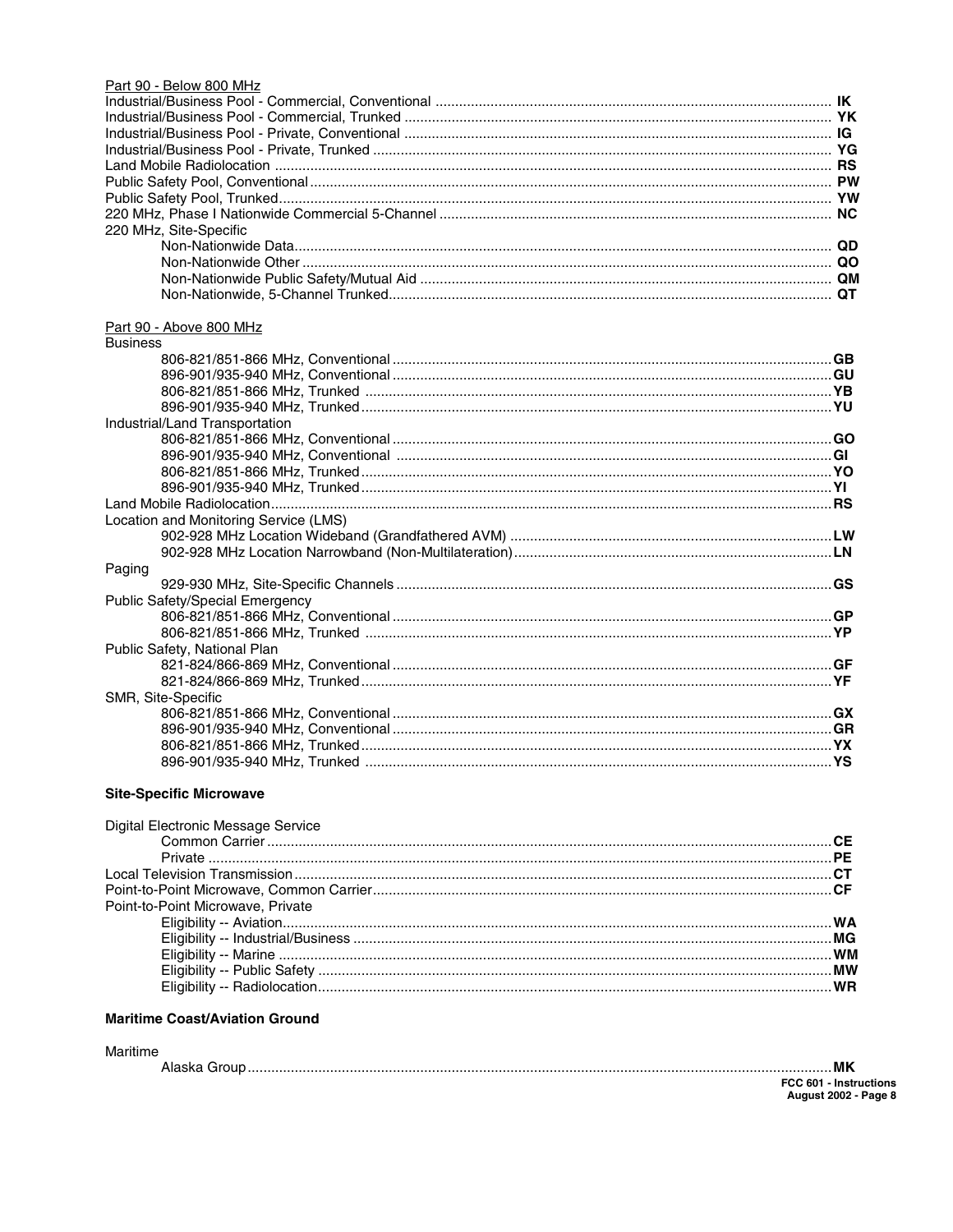Part 90 - Below 800 MHz

Industrial/Business Pool - Commercial, Conventional .................... **IK**
Industrial/Business Pool - Commercial, Trunked .................... **YK**
Industrial/Business Pool - Private, Conventional .................... **IG**
Industrial/Business Pool - Private, Trunked .................... **YG**
Land Mobile Radiolocation .................... **RS**
Public Safety Pool, Conventional .................... **PW**
Public Safety Pool, Trunked .................... **YW**
220 MHz, Phase I Nationwide Commercial 5-Channel .................... **NC**
220 MHz, Site-Specific
- Non-Nationwide Data .................... **QD**
- Non-Nationwide Other .................... **QO**
- Non-Nationwide Public Safety/Mutual Aid .................... **QM**
- Non-Nationwide, 5-Channel Trunked .................... **QT**

Part 90 - Above 800 MHz

Business
- 806-821/851-866 MHz, Conventional .................... **GB**
- 896-901/935-940 MHz, Conventional .................... **GU**
- 806-821/851-866 MHz, Trunked .................... **YB**
- 896-901/935-940 MHz, Trunked .................... **YU**

Industrial/Land Transportation
- 806-821/851-866 MHz, Conventional .................... **GO**
- 896-901/935-940 MHz, Conventional .................... **GI**
- 806-821/851-866 MHz, Trunked .................... **YO**
- 896-901/935-940 MHz, Trunked .................... **YI**

Land Mobile Radiolocation .................... **RS**

Location and Monitoring Service (LMS)
- 902-928 MHz Location Wideband (Grandfathered AVM) .................... **LW**
- 902-928 MHz Location Narrowband (Non-Multilateration) .................... **LN**

Paging
- 929-930 MHz, Site-Specific Channels .................... **GS**

Public Safety/Special Emergency
- 806-821/851-866 MHz, Conventional .................... **GP**
- 806-821/851-866 MHz, Trunked .................... **YP**

Public Safety, National Plan
- 821-824/866-869 MHz, Conventional .................... **GF**
- 821-824/866-869 MHz, Trunked .................... **YF**

SMR, Site-Specific
- 806-821/851-866 MHz, Conventional .................... **GX**
- 896-901/935-940 MHz, Conventional .................... **GR**
- 806-821/851-866 MHz, Trunked .................... **YX**
- 896-901/935-940 MHz, Trunked .................... **YS**

**Site-Specific Microwave**

Digital Electronic Message Service
- Common Carrier .................... **CE**
- Private .................... **PE**

Local Television Transmission .................... **CT**
Point-to-Point Microwave, Common Carrier .................... **CF**
Point-to-Point Microwave, Private
- Eligibility -- Aviation .................... **WA**
- Eligibility -- Industrial/Business .................... **MG**
- Eligibility -- Marine .................... **WM**
- Eligibility -- Public Safety .................... **MW**
- Eligibility -- Radiolocation .................... **WR**

**Maritime Coast/Aviation Ground**

Maritime
- Alaska Group .................... **MK**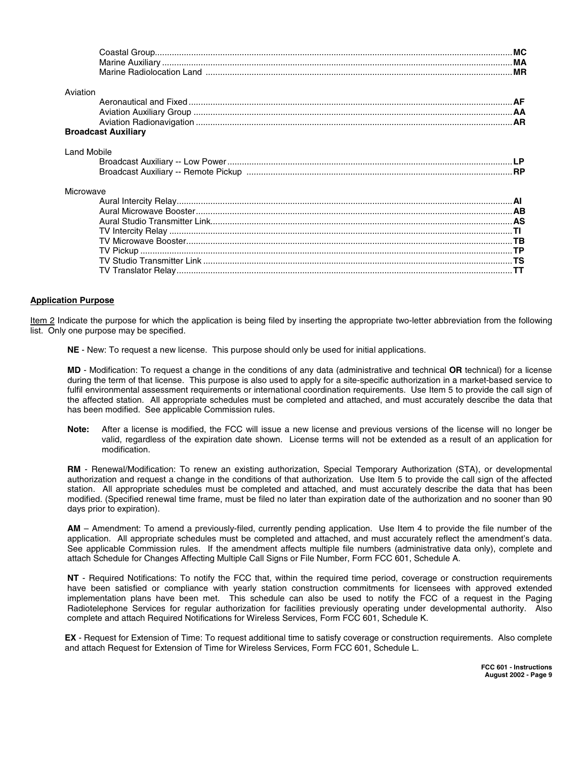Coastal Group .......... **MC**
Marine Auxiliary .......... **MA**
Marine Radiolocation Land .......... **MR**

Aviation

Aeronautical and Fixed .......... **AF**
Aviation Auxiliary Group .......... **AA**
Aviation Radionavigation .......... **AR**

**Broadcast Auxiliary**

Land Mobile

Broadcast Auxiliary -- Low Power .......... **LP**
Broadcast Auxiliary -- Remote Pickup .......... **RP**

Microwave

Aural Intercity Relay .......... **AI**
Aural Microwave Booster .......... **AB**
Aural Studio Transmitter Link .......... **AS**
TV Intercity Relay .......... **TI**
TV Microwave Booster .......... **TB**
TV Pickup .......... **TP**
TV Studio Transmitter Link .......... **TS**
TV Translator Relay .......... **TT**

**Application Purpose**

Item 2 Indicate the purpose for which the application is being filed by inserting the appropriate two-letter abbreviation from the following list. Only one purpose may be specified.

**NE** - New: To request a new license. This purpose should only be used for initial applications.

**MD** - Modification: To request a change in the conditions of any data (administrative and technical **OR** technical) for a license during the term of that license. This purpose is also used to apply for a site-specific authorization in a market-based service to fulfil environmental assessment requirements or international coordination requirements. Use Item 5 to provide the call sign of the affected station. All appropriate schedules must be completed and attached, and must accurately describe the data that has been modified. See applicable Commission rules.

**Note:** After a license is modified, the FCC will issue a new license and previous versions of the license will no longer be valid, regardless of the expiration date shown. License terms will not be extended as a result of an application for modification.

**RM** - Renewal/Modification: To renew an existing authorization, Special Temporary Authorization (STA), or developmental authorization and request a change in the conditions of that authorization. Use Item 5 to provide the call sign of the affected station. All appropriate schedules must be completed and attached, and must accurately describe the data that has been modified. (Specified renewal time frame, must be filed no later than expiration date of the authorization and no sooner than 90 days prior to expiration).

**AM** – Amendment: To amend a previously-filed, currently pending application. Use Item 4 to provide the file number of the application. All appropriate schedules must be completed and attached, and must accurately reflect the amendment's data. See applicable Commission rules. If the amendment affects multiple file numbers (administrative data only), complete and attach Schedule for Changes Affecting Multiple Call Signs or File Number, Form FCC 601, Schedule A.

**NT** - Required Notifications: To notify the FCC that, within the required time period, coverage or construction requirements have been satisfied or compliance with yearly station construction commitments for licensees with approved extended implementation plans have been met. This schedule can also be used to notify the FCC of a request in the Paging Radiotelephone Services for regular authorization for facilities previously operating under developmental authority. Also complete and attach Required Notifications for Wireless Services, Form FCC 601, Schedule K.

**EX** - Request for Extension of Time: To request additional time to satisfy coverage or construction requirements. Also complete and attach Request for Extension of Time for Wireless Services, Form FCC 601, Schedule L.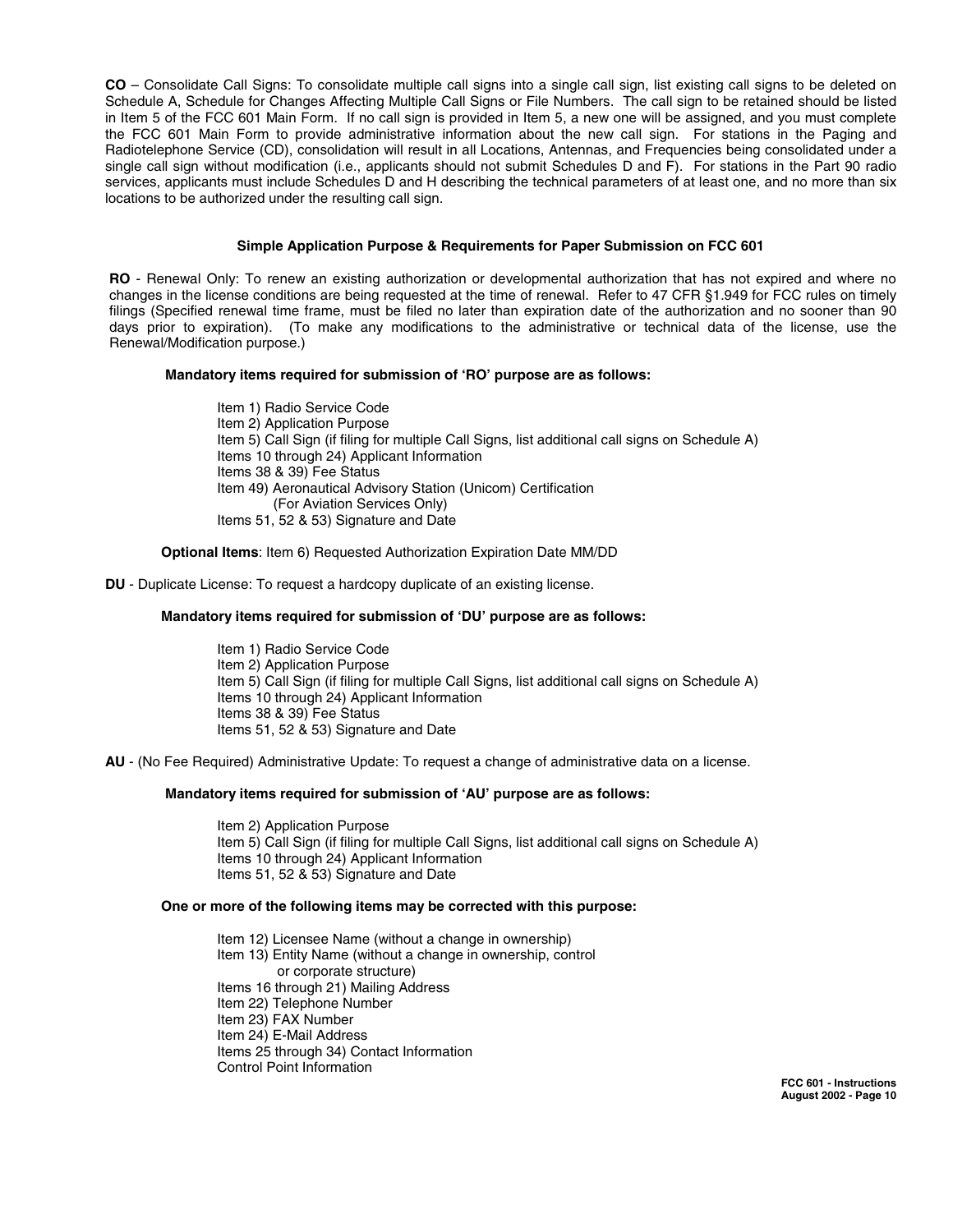**CO** – Consolidate Call Signs: To consolidate multiple call signs into a single call sign, list existing call signs to be deleted on Schedule A, Schedule for Changes Affecting Multiple Call Signs or File Numbers. The call sign to be retained should be listed in Item 5 of the FCC 601 Main Form. If no call sign is provided in Item 5, a new one will be assigned, and you must complete the FCC 601 Main Form to provide administrative information about the new call sign. For stations in the Paging and Radiotelephone Service (CD), consolidation will result in all Locations, Antennas, and Frequencies being consolidated under a single call sign without modification (i.e., applicants should not submit Schedules D and F). For stations in the Part 90 radio services, applicants must include Schedules D and H describing the technical parameters of at least one, and no more than six locations to be authorized under the resulting call sign.

### Simple Application Purpose & Requirements for Paper Submission on FCC 601

**RO** - Renewal Only: To renew an existing authorization or developmental authorization that has not expired and where no changes in the license conditions are being requested at the time of renewal. Refer to 47 CFR §1.949 for FCC rules on timely filings (Specified renewal time frame, must be filed no later than expiration date of the authorization and no sooner than 90 days prior to expiration). (To make any modifications to the administrative or technical data of the license, use the Renewal/Modification purpose.)

**Mandatory items required for submission of 'RO' purpose are as follows:**

- Item 1) Radio Service Code
- Item 2) Application Purpose
- Item 5) Call Sign (if filing for multiple Call Signs, list additional call signs on Schedule A)
- Items 10 through 24) Applicant Information
- Items 38 & 39) Fee Status
- Item 49) Aeronautical Advisory Station (Unicom) Certification (For Aviation Services Only)
- Items 51, 52 & 53) Signature and Date

**Optional Items**: Item 6) Requested Authorization Expiration Date MM/DD

**DU** - Duplicate License: To request a hardcopy duplicate of an existing license.

**Mandatory items required for submission of 'DU' purpose are as follows:**

- Item 1) Radio Service Code
- Item 2) Application Purpose
- Item 5) Call Sign (if filing for multiple Call Signs, list additional call signs on Schedule A)
- Items 10 through 24) Applicant Information
- Items 38 & 39) Fee Status
- Items 51, 52 & 53) Signature and Date

**AU** - (No Fee Required) Administrative Update: To request a change of administrative data on a license.

**Mandatory items required for submission of 'AU' purpose are as follows:**

- Item 2) Application Purpose
- Item 5) Call Sign (if filing for multiple Call Signs, list additional call signs on Schedule A)
- Items 10 through 24) Applicant Information
- Items 51, 52 & 53) Signature and Date

**One or more of the following items may be corrected with this purpose:**

- Item 12) Licensee Name (without a change in ownership)
- Item 13) Entity Name (without a change in ownership, control or corporate structure)
- Items 16 through 21) Mailing Address
- Item 22) Telephone Number
- Item 23) FAX Number
- Item 24) E-Mail Address
- Items 25 through 34) Contact Information
- Control Point Information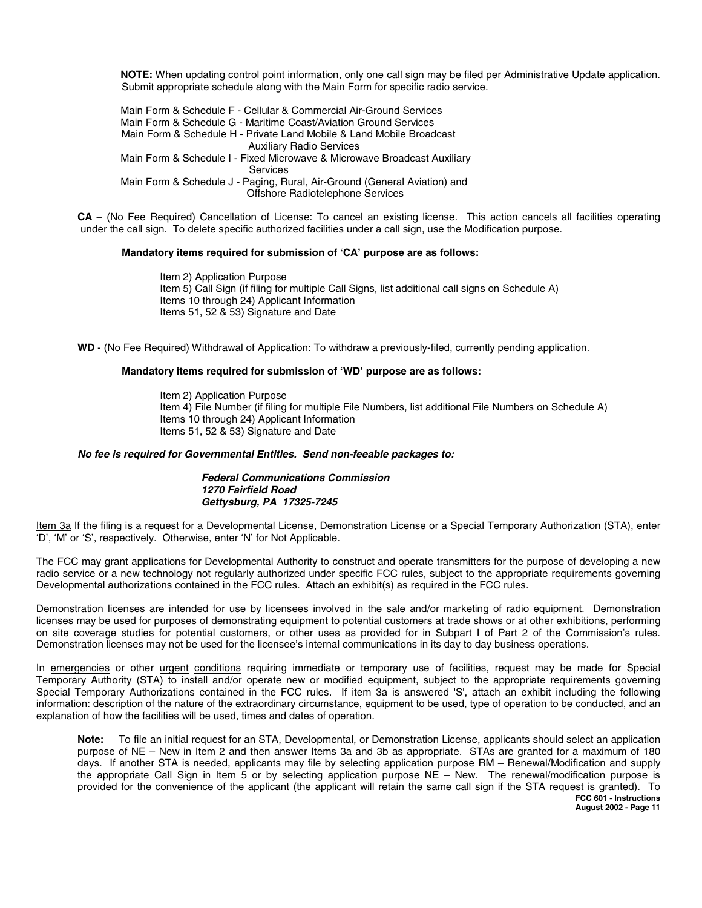**NOTE:** When updating control point information, only one call sign may be filed per Administrative Update application. Submit appropriate schedule along with the Main Form for specific radio service.

Main Form & Schedule F - Cellular & Commercial Air-Ground Services
Main Form & Schedule G - Maritime Coast/Aviation Ground Services
Main Form & Schedule H - Private Land Mobile & Land Mobile Broadcast Auxiliary Radio Services
Main Form & Schedule I - Fixed Microwave & Microwave Broadcast Auxiliary Services
Main Form & Schedule J - Paging, Rural, Air-Ground (General Aviation) and Offshore Radiotelephone Services

**CA** – (No Fee Required) Cancellation of License: To cancel an existing license. This action cancels all facilities operating under the call sign. To delete specific authorized facilities under a call sign, use the Modification purpose.

**Mandatory items required for submission of 'CA' purpose are as follows:**

Item 2) Application Purpose
Item 5) Call Sign (if filing for multiple Call Signs, list additional call signs on Schedule A)
Items 10 through 24) Applicant Information
Items 51, 52 & 53) Signature and Date

**WD** - (No Fee Required) Withdrawal of Application: To withdraw a previously-filed, currently pending application.

**Mandatory items required for submission of 'WD' purpose are as follows:**

Item 2) Application Purpose
Item 4) File Number (if filing for multiple File Numbers, list additional File Numbers on Schedule A)
Items 10 through 24) Applicant Information
Items 51, 52 & 53) Signature and Date

***No fee is required for Governmental Entities. Send non-feeable packages to:***

***Federal Communications Commission***
***1270 Fairfield Road***
***Gettysburg, PA 17325-7245***

Item 3a If the filing is a request for a Developmental License, Demonstration License or a Special Temporary Authorization (STA), enter 'D', 'M' or 'S', respectively. Otherwise, enter 'N' for Not Applicable.

The FCC may grant applications for Developmental Authority to construct and operate transmitters for the purpose of developing a new radio service or a new technology not regularly authorized under specific FCC rules, subject to the appropriate requirements governing Developmental authorizations contained in the FCC rules. Attach an exhibit(s) as required in the FCC rules.

Demonstration licenses are intended for use by licensees involved in the sale and/or marketing of radio equipment. Demonstration licenses may be used for purposes of demonstrating equipment to potential customers at trade shows or at other exhibitions, performing on site coverage studies for potential customers, or other uses as provided for in Subpart I of Part 2 of the Commission's rules. Demonstration licenses may not be used for the licensee's internal communications in its day to day business operations.

In emergencies or other urgent conditions requiring immediate or temporary use of facilities, request may be made for Special Temporary Authority (STA) to install and/or operate new or modified equipment, subject to the appropriate requirements governing Special Temporary Authorizations contained in the FCC rules. If item 3a is answered 'S', attach an exhibit including the following information: description of the nature of the extraordinary circumstance, equipment to be used, type of operation to be conducted, and an explanation of how the facilities will be used, times and dates of operation.

**Note:** To file an initial request for an STA, Developmental, or Demonstration License, applicants should select an application purpose of NE – New in Item 2 and then answer Items 3a and 3b as appropriate. STAs are granted for a maximum of 180 days. If another STA is needed, applicants may file by selecting application purpose RM – Renewal/Modification and supply the appropriate Call Sign in Item 5 or by selecting application purpose NE – New. The renewal/modification purpose is provided for the convenience of the applicant (the applicant will retain the same call sign if the STA request is granted). To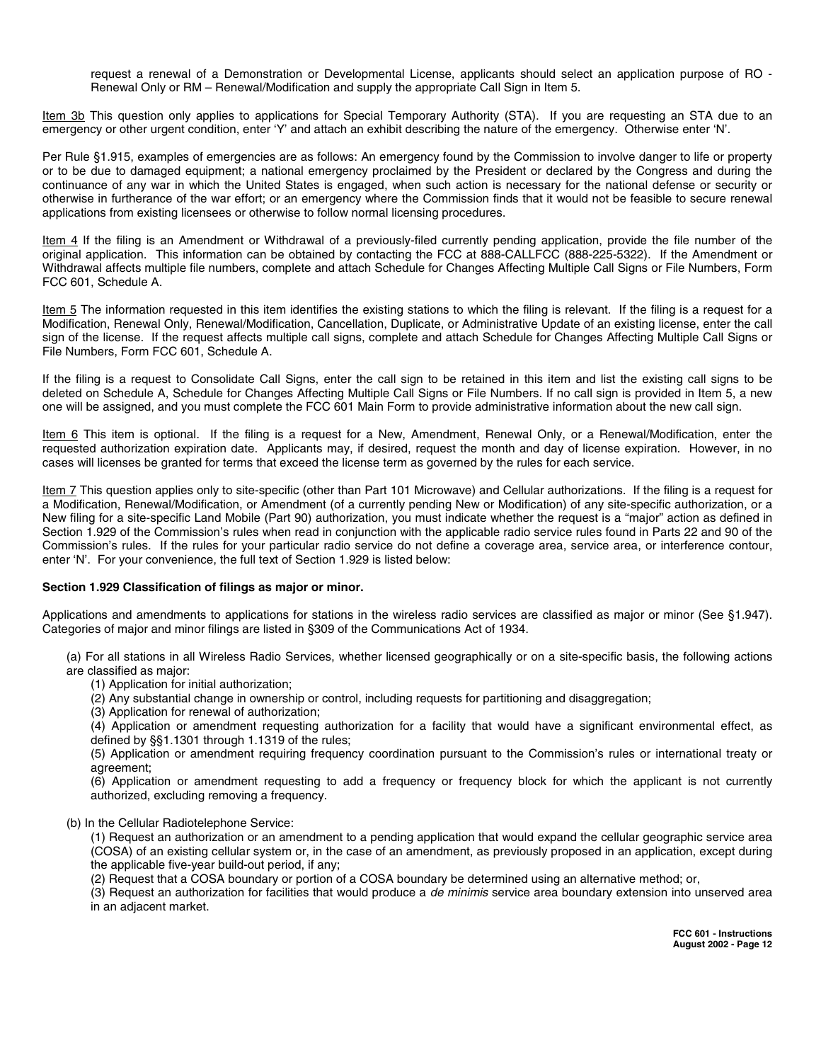request a renewal of a Demonstration or Developmental License, applicants should select an application purpose of RO - Renewal Only or RM – Renewal/Modification and supply the appropriate Call Sign in Item 5.

Item 3b This question only applies to applications for Special Temporary Authority (STA). If you are requesting an STA due to an emergency or other urgent condition, enter 'Y' and attach an exhibit describing the nature of the emergency. Otherwise enter 'N'.

Per Rule §1.915, examples of emergencies are as follows: An emergency found by the Commission to involve danger to life or property or to be due to damaged equipment; a national emergency proclaimed by the President or declared by the Congress and during the continuance of any war in which the United States is engaged, when such action is necessary for the national defense or security or otherwise in furtherance of the war effort; or an emergency where the Commission finds that it would not be feasible to secure renewal applications from existing licensees or otherwise to follow normal licensing procedures.

Item 4 If the filing is an Amendment or Withdrawal of a previously-filed currently pending application, provide the file number of the original application. This information can be obtained by contacting the FCC at 888-CALLFCC (888-225-5322). If the Amendment or Withdrawal affects multiple file numbers, complete and attach Schedule for Changes Affecting Multiple Call Signs or File Numbers, Form FCC 601, Schedule A.

Item 5 The information requested in this item identifies the existing stations to which the filing is relevant. If the filing is a request for a Modification, Renewal Only, Renewal/Modification, Cancellation, Duplicate, or Administrative Update of an existing license, enter the call sign of the license. If the request affects multiple call signs, complete and attach Schedule for Changes Affecting Multiple Call Signs or File Numbers, Form FCC 601, Schedule A.

If the filing is a request to Consolidate Call Signs, enter the call sign to be retained in this item and list the existing call signs to be deleted on Schedule A, Schedule for Changes Affecting Multiple Call Signs or File Numbers. If no call sign is provided in Item 5, a new one will be assigned, and you must complete the FCC 601 Main Form to provide administrative information about the new call sign.

Item 6 This item is optional. If the filing is a request for a New, Amendment, Renewal Only, or a Renewal/Modification, enter the requested authorization expiration date. Applicants may, if desired, request the month and day of license expiration. However, in no cases will licenses be granted for terms that exceed the license term as governed by the rules for each service.

Item 7 This question applies only to site-specific (other than Part 101 Microwave) and Cellular authorizations. If the filing is a request for a Modification, Renewal/Modification, or Amendment (of a currently pending New or Modification) of any site-specific authorization, or a New filing for a site-specific Land Mobile (Part 90) authorization, you must indicate whether the request is a "major" action as defined in Section 1.929 of the Commission's rules when read in conjunction with the applicable radio service rules found in Parts 22 and 90 of the Commission's rules. If the rules for your particular radio service do not define a coverage area, service area, or interference contour, enter 'N'. For your convenience, the full text of Section 1.929 is listed below:

**Section 1.929 Classification of filings as major or minor.**

Applications and amendments to applications for stations in the wireless radio services are classified as major or minor (See §1.947). Categories of major and minor filings are listed in §309 of the Communications Act of 1934.

(a) For all stations in all Wireless Radio Services, whether licensed geographically or on a site-specific basis, the following actions are classified as major:

(1) Application for initial authorization;
(2) Any substantial change in ownership or control, including requests for partitioning and disaggregation;
(3) Application for renewal of authorization;
(4) Application or amendment requesting authorization for a facility that would have a significant environmental effect, as defined by §§1.1301 through 1.1319 of the rules;
(5) Application or amendment requiring frequency coordination pursuant to the Commission's rules or international treaty or agreement;
(6) Application or amendment requesting to add a frequency or frequency block for which the applicant is not currently authorized, excluding removing a frequency.

(b) In the Cellular Radiotelephone Service:

(1) Request an authorization or an amendment to a pending application that would expand the cellular geographic service area (COSA) of an existing cellular system or, in the case of an amendment, as previously proposed in an application, except during the applicable five-year build-out period, if any;
(2) Request that a COSA boundary or portion of a COSA boundary be determined using an alternative method; or,
(3) Request an authorization for facilities that would produce a *de minimis* service area boundary extension into unserved area in an adjacent market.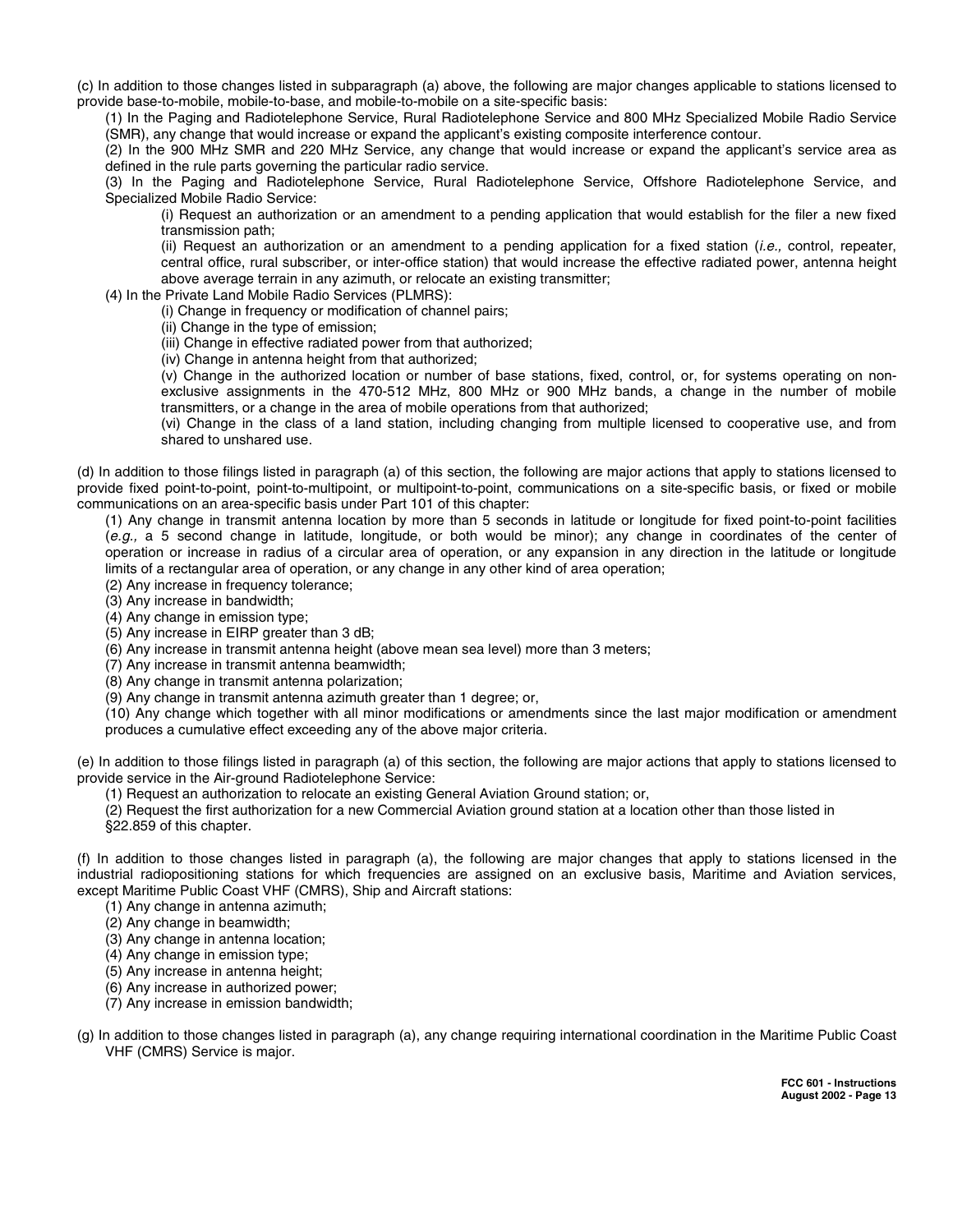(c) In addition to those changes listed in subparagraph (a) above, the following are major changes applicable to stations licensed to provide base-to-mobile, mobile-to-base, and mobile-to-mobile on a site-specific basis:

(1) In the Paging and Radiotelephone Service, Rural Radiotelephone Service and 800 MHz Specialized Mobile Radio Service (SMR), any change that would increase or expand the applicant's existing composite interference contour.

(2) In the 900 MHz SMR and 220 MHz Service, any change that would increase or expand the applicant's service area as defined in the rule parts governing the particular radio service.

(3) In the Paging and Radiotelephone Service, Rural Radiotelephone Service, Offshore Radiotelephone Service, and Specialized Mobile Radio Service:

(i) Request an authorization or an amendment to a pending application that would establish for the filer a new fixed transmission path;

(ii) Request an authorization or an amendment to a pending application for a fixed station (*i.e.,* control, repeater, central office, rural subscriber, or inter-office station) that would increase the effective radiated power, antenna height above average terrain in any azimuth, or relocate an existing transmitter;

(4) In the Private Land Mobile Radio Services (PLMRS):

(i) Change in frequency or modification of channel pairs;

(ii) Change in the type of emission;

(iii) Change in effective radiated power from that authorized;

(iv) Change in antenna height from that authorized;

(v) Change in the authorized location or number of base stations, fixed, control, or, for systems operating on non-exclusive assignments in the 470-512 MHz, 800 MHz or 900 MHz bands, a change in the number of mobile transmitters, or a change in the area of mobile operations from that authorized;

(vi) Change in the class of a land station, including changing from multiple licensed to cooperative use, and from shared to unshared use.

(d) In addition to those filings listed in paragraph (a) of this section, the following are major actions that apply to stations licensed to provide fixed point-to-point, point-to-multipoint, or multipoint-to-point, communications on a site-specific basis, or fixed or mobile communications on an area-specific basis under Part 101 of this chapter:

(1) Any change in transmit antenna location by more than 5 seconds in latitude or longitude for fixed point-to-point facilities (*e.g.,* a 5 second change in latitude, longitude, or both would be minor); any change in coordinates of the center of operation or increase in radius of a circular area of operation, or any expansion in any direction in the latitude or longitude limits of a rectangular area of operation, or any change in any other kind of area operation;

(2) Any increase in frequency tolerance;

(3) Any increase in bandwidth;

(4) Any change in emission type;

(5) Any increase in EIRP greater than 3 dB;

(6) Any increase in transmit antenna height (above mean sea level) more than 3 meters;

(7) Any increase in transmit antenna beamwidth;

(8) Any change in transmit antenna polarization;

(9) Any change in transmit antenna azimuth greater than 1 degree; or,

(10) Any change which together with all minor modifications or amendments since the last major modification or amendment produces a cumulative effect exceeding any of the above major criteria.

(e) In addition to those filings listed in paragraph (a) of this section, the following are major actions that apply to stations licensed to provide service in the Air-ground Radiotelephone Service:

(1) Request an authorization to relocate an existing General Aviation Ground station; or,

(2) Request the first authorization for a new Commercial Aviation ground station at a location other than those listed in §22.859 of this chapter.

(f) In addition to those changes listed in paragraph (a), the following are major changes that apply to stations licensed in the industrial radiopositioning stations for which frequencies are assigned on an exclusive basis, Maritime and Aviation services, except Maritime Public Coast VHF (CMRS), Ship and Aircraft stations:

(1) Any change in antenna azimuth;

(2) Any change in beamwidth;

(3) Any change in antenna location;

(4) Any change in emission type;

(5) Any increase in antenna height;

(6) Any increase in authorized power;

(7) Any increase in emission bandwidth;

(g) In addition to those changes listed in paragraph (a), any change requiring international coordination in the Maritime Public Coast VHF (CMRS) Service is major.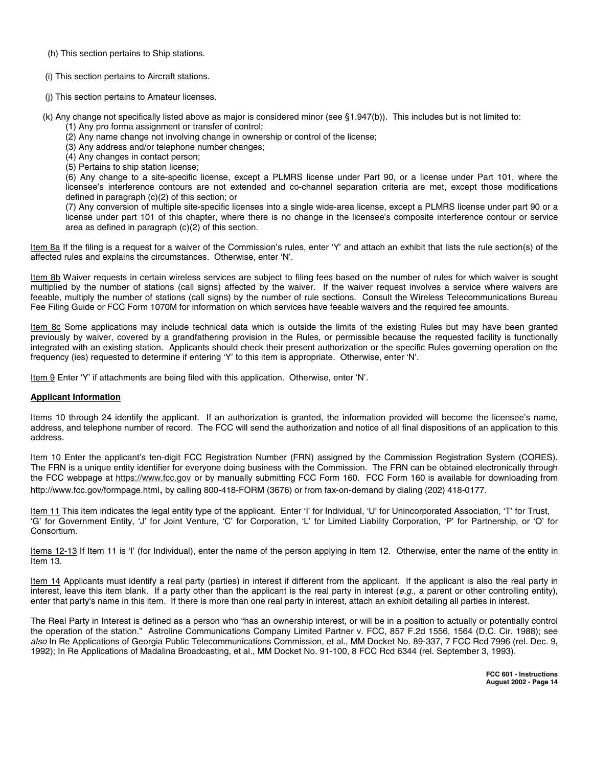(h) This section pertains to Ship stations.

(i) This section pertains to Aircraft stations.

(j) This section pertains to Amateur licenses.

(k) Any change not specifically listed above as major is considered minor (see §1.947(b)). This includes but is not limited to:

(1) Any pro forma assignment or transfer of control;

(2) Any name change not involving change in ownership or control of the license;

(3) Any address and/or telephone number changes;

(4) Any changes in contact person;

(5) Pertains to ship station license;

(6) Any change to a site-specific license, except a PLMRS license under Part 90, or a license under Part 101, where the licensee's interference contours are not extended and co-channel separation criteria are met, except those modifications defined in paragraph (c)(2) of this section; or

(7) Any conversion of multiple site-specific licenses into a single wide-area license, except a PLMRS license under part 90 or a license under part 101 of this chapter, where there is no change in the licensee's composite interference contour or service area as defined in paragraph (c)(2) of this section.

Item 8a If the filing is a request for a waiver of the Commission's rules, enter 'Y' and attach an exhibit that lists the rule section(s) of the affected rules and explains the circumstances. Otherwise, enter 'N'.

Item 8b Waiver requests in certain wireless services are subject to filing fees based on the number of rules for which waiver is sought multiplied by the number of stations (call signs) affected by the waiver. If the waiver request involves a service where waivers are feeable, multiply the number of stations (call signs) by the number of rule sections. Consult the Wireless Telecommunications Bureau Fee Filing Guide or FCC Form 1070M for information on which services have feeable waivers and the required fee amounts.

Item 8c Some applications may include technical data which is outside the limits of the existing Rules but may have been granted previously by waiver, covered by a grandfathering provision in the Rules, or permissible because the requested facility is functionally integrated with an existing station. Applicants should check their present authorization or the specific Rules governing operation on the frequency (ies) requested to determine if entering 'Y' to this item is appropriate. Otherwise, enter 'N'.

Item 9 Enter 'Y' if attachments are being filed with this application. Otherwise, enter 'N'.

## Applicant Information

Items 10 through 24 identify the applicant. If an authorization is granted, the information provided will become the licensee's name, address, and telephone number of record. The FCC will send the authorization and notice of all final dispositions of an application to this address.

Item 10 Enter the applicant's ten-digit FCC Registration Number (FRN) assigned by the Commission Registration System (CORES). The FRN is a unique entity identifier for everyone doing business with the Commission. The FRN can be obtained electronically through the FCC webpage at https://www.fcc.gov or by manually submitting FCC Form 160. FCC Form 160 is available for downloading from http://www.fcc.gov/formpage.html, by calling 800-418-FORM (3676) or from fax-on-demand by dialing (202) 418-0177.

Item 11 This item indicates the legal entity type of the applicant. Enter 'I' for Individual, 'U' for Unincorporated Association, 'T' for Trust, 'G' for Government Entity, 'J' for Joint Venture, 'C' for Corporation, 'L' for Limited Liability Corporation, 'P' for Partnership, or 'O' for Consortium.

Items 12-13 If Item 11 is 'I' (for Individual), enter the name of the person applying in Item 12. Otherwise, enter the name of the entity in Item 13.

Item 14 Applicants must identify a real party (parties) in interest if different from the applicant. If the applicant is also the real party in interest, leave this item blank. If a party other than the applicant is the real party in interest (*e.g.*, a parent or other controlling entity), enter that party's name in this item. If there is more than one real party in interest, attach an exhibit detailing all parties in interest.

The Real Party in Interest is defined as a person who "has an ownership interest, or will be in a position to actually or potentially control the operation of the station." Astroline Communications Company Limited Partner v. FCC, 857 F.2d 1556, 1564 (D.C. Cir. 1988); see *also* In Re Applications of Georgia Public Telecommunications Commission, et al., MM Docket No. 89-337, 7 FCC Rcd 7996 (rel. Dec. 9, 1992); In Re Applications of Madalina Broadcasting, et al., MM Docket No. 91-100, 8 FCC Rcd 6344 (rel. September 3, 1993).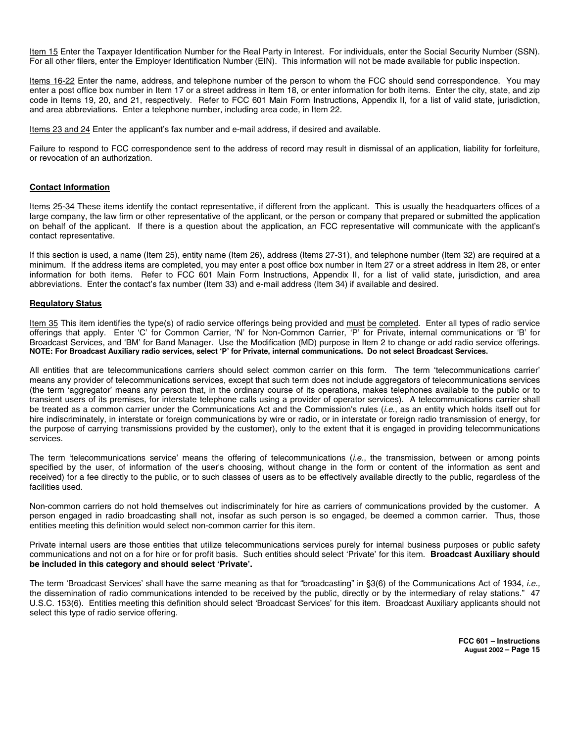Item 15 Enter the Taxpayer Identification Number for the Real Party in Interest. For individuals, enter the Social Security Number (SSN). For all other filers, enter the Employer Identification Number (EIN). This information will not be made available for public inspection.

Items 16-22 Enter the name, address, and telephone number of the person to whom the FCC should send correspondence. You may enter a post office box number in Item 17 or a street address in Item 18, or enter information for both items. Enter the city, state, and zip code in Items 19, 20, and 21, respectively. Refer to FCC 601 Main Form Instructions, Appendix II, for a list of valid state, jurisdiction, and area abbreviations. Enter a telephone number, including area code, in Item 22.

Items 23 and 24 Enter the applicant's fax number and e-mail address, if desired and available.

Failure to respond to FCC correspondence sent to the address of record may result in dismissal of an application, liability for forfeiture, or revocation of an authorization.

**Contact Information**

Items 25-34 These items identify the contact representative, if different from the applicant. This is usually the headquarters offices of a large company, the law firm or other representative of the applicant, or the person or company that prepared or submitted the application on behalf of the applicant. If there is a question about the application, an FCC representative will communicate with the applicant's contact representative.

If this section is used, a name (Item 25), entity name (Item 26), address (Items 27-31), and telephone number (Item 32) are required at a minimum. If the address items are completed, you may enter a post office box number in Item 27 or a street address in Item 28, or enter information for both items. Refer to FCC 601 Main Form Instructions, Appendix II, for a list of valid state, jurisdiction, and area abbreviations. Enter the contact's fax number (Item 33) and e-mail address (Item 34) if available and desired.

**Regulatory Status**

Item 35 This item identifies the type(s) of radio service offerings being provided and must be completed. Enter all types of radio service offerings that apply. Enter 'C' for Common Carrier, 'N' for Non-Common Carrier, 'P' for Private, internal communications or 'B' for Broadcast Services, and 'BM' for Band Manager. Use the Modification (MD) purpose in Item 2 to change or add radio service offerings. **NOTE: For Broadcast Auxiliary radio services, select 'P' for Private, internal communications. Do not select Broadcast Services.**

All entities that are telecommunications carriers should select common carrier on this form. The term 'telecommunications carrier' means any provider of telecommunications services, except that such term does not include aggregators of telecommunications services (the term 'aggregator' means any person that, in the ordinary course of its operations, makes telephones available to the public or to transient users of its premises, for interstate telephone calls using a provider of operator services). A telecommunications carrier shall be treated as a common carrier under the Communications Act and the Commission's rules (*i.e.*, as an entity which holds itself out for hire indiscriminately, in interstate or foreign communications by wire or radio, or in interstate or foreign radio transmission of energy, for the purpose of carrying transmissions provided by the customer), only to the extent that it is engaged in providing telecommunications services.

The term 'telecommunications service' means the offering of telecommunications (*i.e.*, the transmission, between or among points specified by the user, of information of the user's choosing, without change in the form or content of the information as sent and received) for a fee directly to the public, or to such classes of users as to be effectively available directly to the public, regardless of the facilities used.

Non-common carriers do not hold themselves out indiscriminately for hire as carriers of communications provided by the customer. A person engaged in radio broadcasting shall not, insofar as such person is so engaged, be deemed a common carrier. Thus, those entities meeting this definition would select non-common carrier for this item.

Private internal users are those entities that utilize telecommunications services purely for internal business purposes or public safety communications and not on a for hire or for profit basis. Such entities should select 'Private' for this item. **Broadcast Auxiliary should be included in this category and should select 'Private'.**

The term 'Broadcast Services' shall have the same meaning as that for "broadcasting" in §3(6) of the Communications Act of 1934, *i.e.,* the dissemination of radio communications intended to be received by the public, directly or by the intermediary of relay stations." 47 U.S.C. 153(6). Entities meeting this definition should select 'Broadcast Services' for this item. Broadcast Auxiliary applicants should not select this type of radio service offering.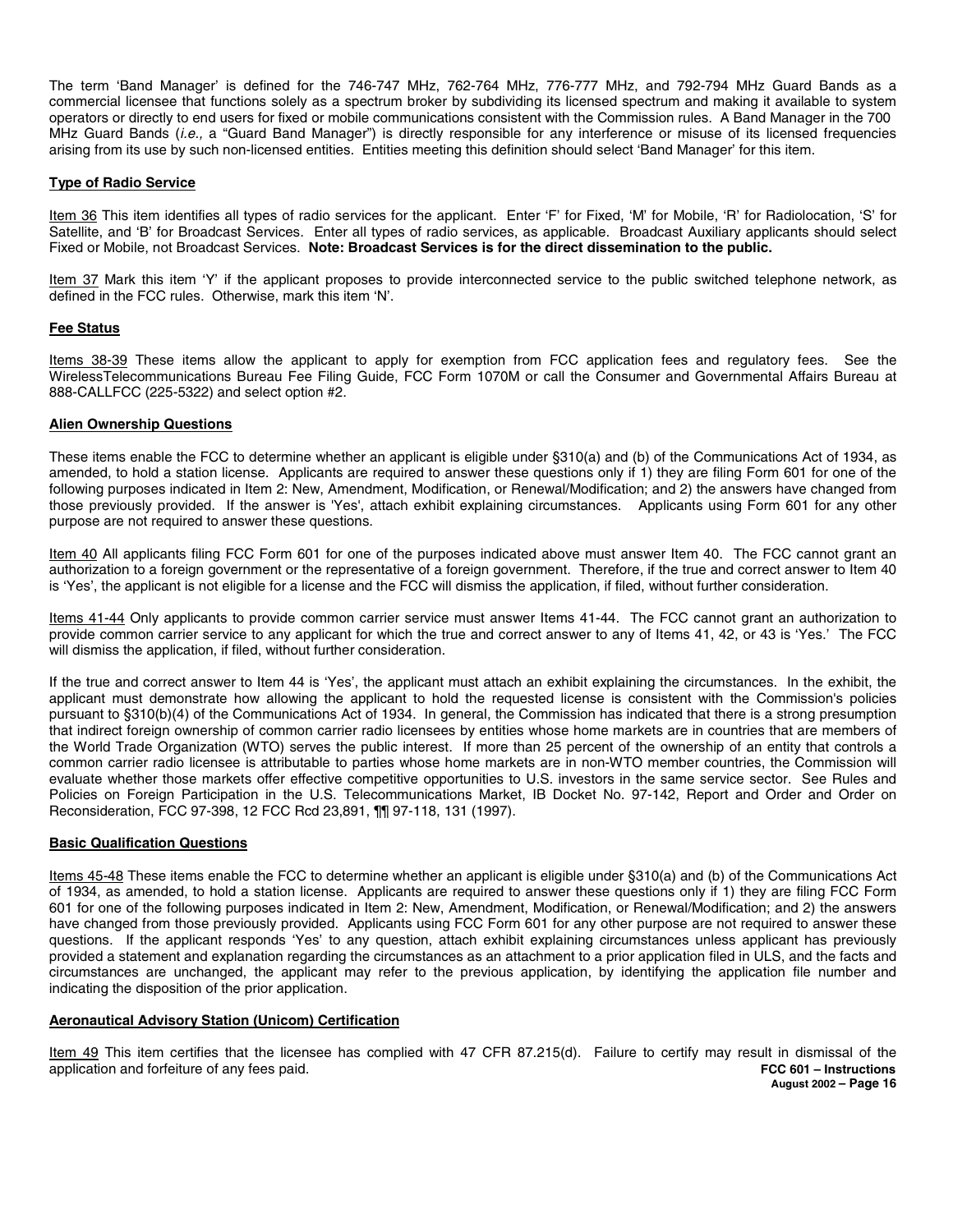The term 'Band Manager' is defined for the 746-747 MHz, 762-764 MHz, 776-777 MHz, and 792-794 MHz Guard Bands as a commercial licensee that functions solely as a spectrum broker by subdividing its licensed spectrum and making it available to system operators or directly to end users for fixed or mobile communications consistent with the Commission rules. A Band Manager in the 700 MHz Guard Bands (*i.e.,* a "Guard Band Manager") is directly responsible for any interference or misuse of its licensed frequencies arising from its use by such non-licensed entities. Entities meeting this definition should select 'Band Manager' for this item.

**Type of Radio Service**

Item 36 This item identifies all types of radio services for the applicant. Enter 'F' for Fixed, 'M' for Mobile, 'R' for Radiolocation, 'S' for Satellite, and 'B' for Broadcast Services. Enter all types of radio services, as applicable. Broadcast Auxiliary applicants should select Fixed or Mobile, not Broadcast Services. **Note: Broadcast Services is for the direct dissemination to the public.**

Item 37 Mark this item 'Y' if the applicant proposes to provide interconnected service to the public switched telephone network, as defined in the FCC rules. Otherwise, mark this item 'N'.

**Fee Status**

Items 38-39 These items allow the applicant to apply for exemption from FCC application fees and regulatory fees. See the WirelessTelecommunications Bureau Fee Filing Guide, FCC Form 1070M or call the Consumer and Governmental Affairs Bureau at 888-CALLFCC (225-5322) and select option #2.

**Alien Ownership Questions**

These items enable the FCC to determine whether an applicant is eligible under §310(a) and (b) of the Communications Act of 1934, as amended, to hold a station license. Applicants are required to answer these questions only if 1) they are filing Form 601 for one of the following purposes indicated in Item 2: New, Amendment, Modification, or Renewal/Modification; and 2) the answers have changed from those previously provided. If the answer is 'Yes', attach exhibit explaining circumstances. Applicants using Form 601 for any other purpose are not required to answer these questions.

Item 40 All applicants filing FCC Form 601 for one of the purposes indicated above must answer Item 40. The FCC cannot grant an authorization to a foreign government or the representative of a foreign government. Therefore, if the true and correct answer to Item 40 is 'Yes', the applicant is not eligible for a license and the FCC will dismiss the application, if filed, without further consideration.

Items 41-44 Only applicants to provide common carrier service must answer Items 41-44. The FCC cannot grant an authorization to provide common carrier service to any applicant for which the true and correct answer to any of Items 41, 42, or 43 is 'Yes.' The FCC will dismiss the application, if filed, without further consideration.

If the true and correct answer to Item 44 is 'Yes', the applicant must attach an exhibit explaining the circumstances. In the exhibit, the applicant must demonstrate how allowing the applicant to hold the requested license is consistent with the Commission's policies pursuant to §310(b)(4) of the Communications Act of 1934. In general, the Commission has indicated that there is a strong presumption that indirect foreign ownership of common carrier radio licensees by entities whose home markets are in countries that are members of the World Trade Organization (WTO) serves the public interest. If more than 25 percent of the ownership of an entity that controls a common carrier radio licensee is attributable to parties whose home markets are in non-WTO member countries, the Commission will evaluate whether those markets offer effective competitive opportunities to U.S. investors in the same service sector. See Rules and Policies on Foreign Participation in the U.S. Telecommunications Market, IB Docket No. 97-142, Report and Order and Order on Reconsideration, FCC 97-398, 12 FCC Rcd 23,891, ¶¶ 97-118, 131 (1997).

**Basic Qualification Questions**

Items 45-48 These items enable the FCC to determine whether an applicant is eligible under §310(a) and (b) of the Communications Act of 1934, as amended, to hold a station license. Applicants are required to answer these questions only if 1) they are filing FCC Form 601 for one of the following purposes indicated in Item 2: New, Amendment, Modification, or Renewal/Modification; and 2) the answers have changed from those previously provided. Applicants using FCC Form 601 for any other purpose are not required to answer these questions. If the applicant responds 'Yes' to any question, attach exhibit explaining circumstances unless applicant has previously provided a statement and explanation regarding the circumstances as an attachment to a prior application filed in ULS, and the facts and circumstances are unchanged, the applicant may refer to the previous application, by identifying the application file number and indicating the disposition of the prior application.

**Aeronautical Advisory Station (Unicom) Certification**

Item 49 This item certifies that the licensee has complied with 47 CFR 87.215(d). Failure to certify may result in dismissal of the application and forfeiture of any fees paid.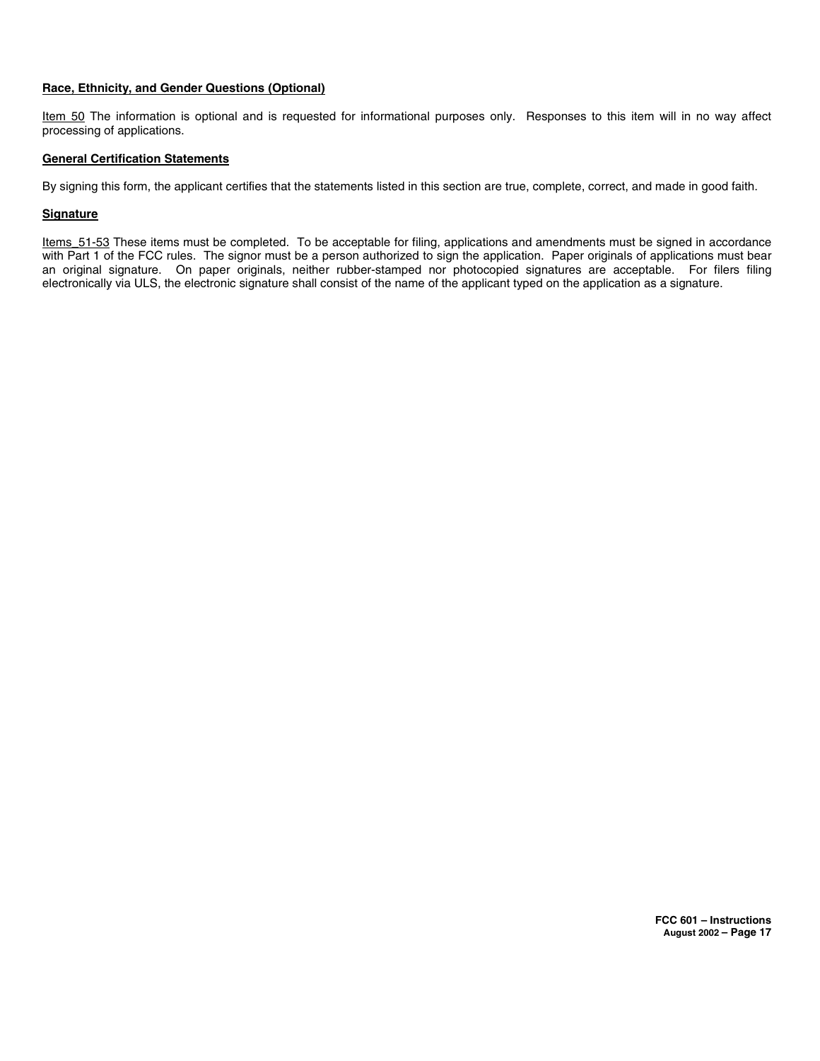**Race, Ethnicity, and Gender Questions (Optional)**

Item 50 The information is optional and is requested for informational purposes only. Responses to this item will in no way affect processing of applications.

**General Certification Statements**

By signing this form, the applicant certifies that the statements listed in this section are true, complete, correct, and made in good faith.

**Signature**

Items 51-53 These items must be completed. To be acceptable for filing, applications and amendments must be signed in accordance with Part 1 of the FCC rules. The signor must be a person authorized to sign the application. Paper originals of applications must bear an original signature. On paper originals, neither rubber-stamped nor photocopied signatures are acceptable. For filers filing electronically via ULS, the electronic signature shall consist of the name of the applicant typed on the application as a signature.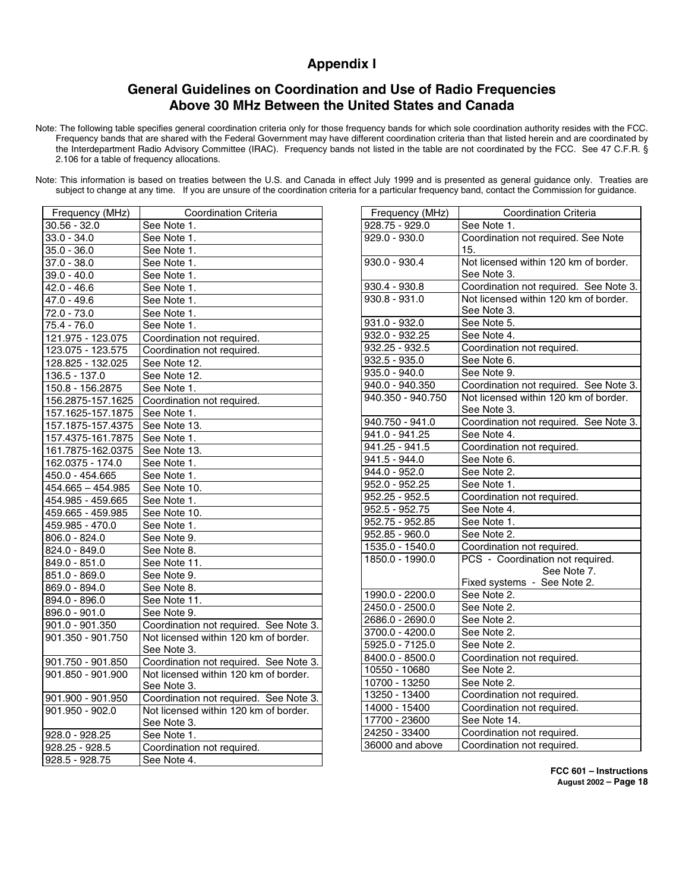# Appendix I

## General Guidelines on Coordination and Use of Radio Frequencies Above 30 MHz Between the United States and Canada

Note: The following table specifies general coordination criteria only for those frequency bands for which sole coordination authority resides with the FCC. Frequency bands that are shared with the Federal Government may have different coordination criteria than that listed herein and are coordinated by the Interdepartment Radio Advisory Committee (IRAC). Frequency bands not listed in the table are not coordinated by the FCC. See 47 C.F.R. § 2.106 for a table of frequency allocations.

Note: This information is based on treaties between the U.S. and Canada in effect July 1999 and is presented as general guidance only. Treaties are subject to change at any time. If you are unsure of the coordination criteria for a particular frequency band, contact the Commission for guidance.

| Frequency (MHz) | Coordination Criteria |
|---|---|
| 30.56 - 32.0 | See Note 1. |
| 33.0 - 34.0 | See Note 1. |
| 35.0 - 36.0 | See Note 1. |
| 37.0 - 38.0 | See Note 1. |
| 39.0 - 40.0 | See Note 1. |
| 42.0 - 46.6 | See Note 1. |
| 47.0 - 49.6 | See Note 1. |
| 72.0 - 73.0 | See Note 1. |
| 75.4 - 76.0 | See Note 1. |
| 121.975 - 123.075 | Coordination not required. |
| 123.075 - 123.575 | Coordination not required. |
| 128.825 - 132.025 | See Note 12. |
| 136.5 - 137.0 | See Note 12. |
| 150.8 - 156.2875 | See Note 1. |
| 156.2875-157.1625 | Coordination not required. |
| 157.1625-157.1875 | See Note 1. |
| 157.1875-157.4375 | See Note 13. |
| 157.4375-161.7875 | See Note 1. |
| 161.7875-162.0375 | See Note 13. |
| 162.0375 - 174.0 | See Note 1. |
| 450.0 - 454.665 | See Note 1. |
| 454.665 – 454.985 | See Note 10. |
| 454.985 - 459.665 | See Note 1. |
| 459.665 - 459.985 | See Note 10. |
| 459.985 - 470.0 | See Note 1. |
| 806.0 - 824.0 | See Note 9. |
| 824.0 - 849.0 | See Note 8. |
| 849.0 - 851.0 | See Note 11. |
| 851.0 - 869.0 | See Note 9. |
| 869.0 - 894.0 | See Note 8. |
| 894.0 - 896.0 | See Note 11. |
| 896.0 - 901.0 | See Note 9. |
| 901.0 - 901.350 | Coordination not required. See Note 3. |
| 901.350 - 901.750 | Not licensed within 120 km of border. See Note 3. |
| 901.750 - 901.850 | Coordination not required. See Note 3. |
| 901.850 - 901.900 | Not licensed within 120 km of border. See Note 3. |
| 901.900 - 901.950 | Coordination not required. See Note 3. |
| 901.950 - 902.0 | Not licensed within 120 km of border. See Note 3. |
| 928.0 - 928.25 | See Note 1. |
| 928.25 - 928.5 | Coordination not required. |
| 928.5 - 928.75 | See Note 4. |
| 928.75 - 929.0 | See Note 1. |
| 929.0 - 930.0 | Coordination not required. See Note 15. |
| 930.0 - 930.4 | Not licensed within 120 km of border. See Note 3. |
| 930.4 - 930.8 | Coordination not required. See Note 3. |
| 930.8 - 931.0 | Not licensed within 120 km of border. See Note 3. |
| 931.0 - 932.0 | See Note 5. |
| 932.0 - 932.25 | See Note 4. |
| 932.25 - 932.5 | Coordination not required. |
| 932.5 - 935.0 | See Note 6. |
| 935.0 - 940.0 | See Note 9. |
| 940.0 - 940.350 | Coordination not required. See Note 3. |
| 940.350 - 940.750 | Not licensed within 120 km of border. See Note 3. |
| 940.750 - 941.0 | Coordination not required. See Note 3. |
| 941.0 - 941.25 | See Note 4. |
| 941.25 - 941.5 | Coordination not required. |
| 941.5 - 944.0 | See Note 6. |
| 944.0 - 952.0 | See Note 2. |
| 952.0 - 952.25 | See Note 1. |
| 952.25 - 952.5 | Coordination not required. |
| 952.5 - 952.75 | See Note 4. |
| 952.75 - 952.85 | See Note 1. |
| 952.85 - 960.0 | See Note 2. |
| 1535.0 - 1540.0 | Coordination not required. |
| 1850.0 - 1990.0 | PCS - Coordination not required. See Note 7. Fixed systems - See Note 2. |
| 1990.0 - 2200.0 | See Note 2. |
| 2450.0 - 2500.0 | See Note 2. |
| 2686.0 - 2690.0 | See Note 2. |
| 3700.0 - 4200.0 | See Note 2. |
| 5925.0 - 7125.0 | See Note 2. |
| 8400.0 - 8500.0 | Coordination not required. |
| 10550 - 10680 | See Note 2. |
| 10700 - 13250 | See Note 2. |
| 13250 - 13400 | Coordination not required. |
| 14000 - 15400 | Coordination not required. |
| 17700 - 23600 | See Note 14. |
| 24250 - 33400 | Coordination not required. |
| 36000 and above | Coordination not required. |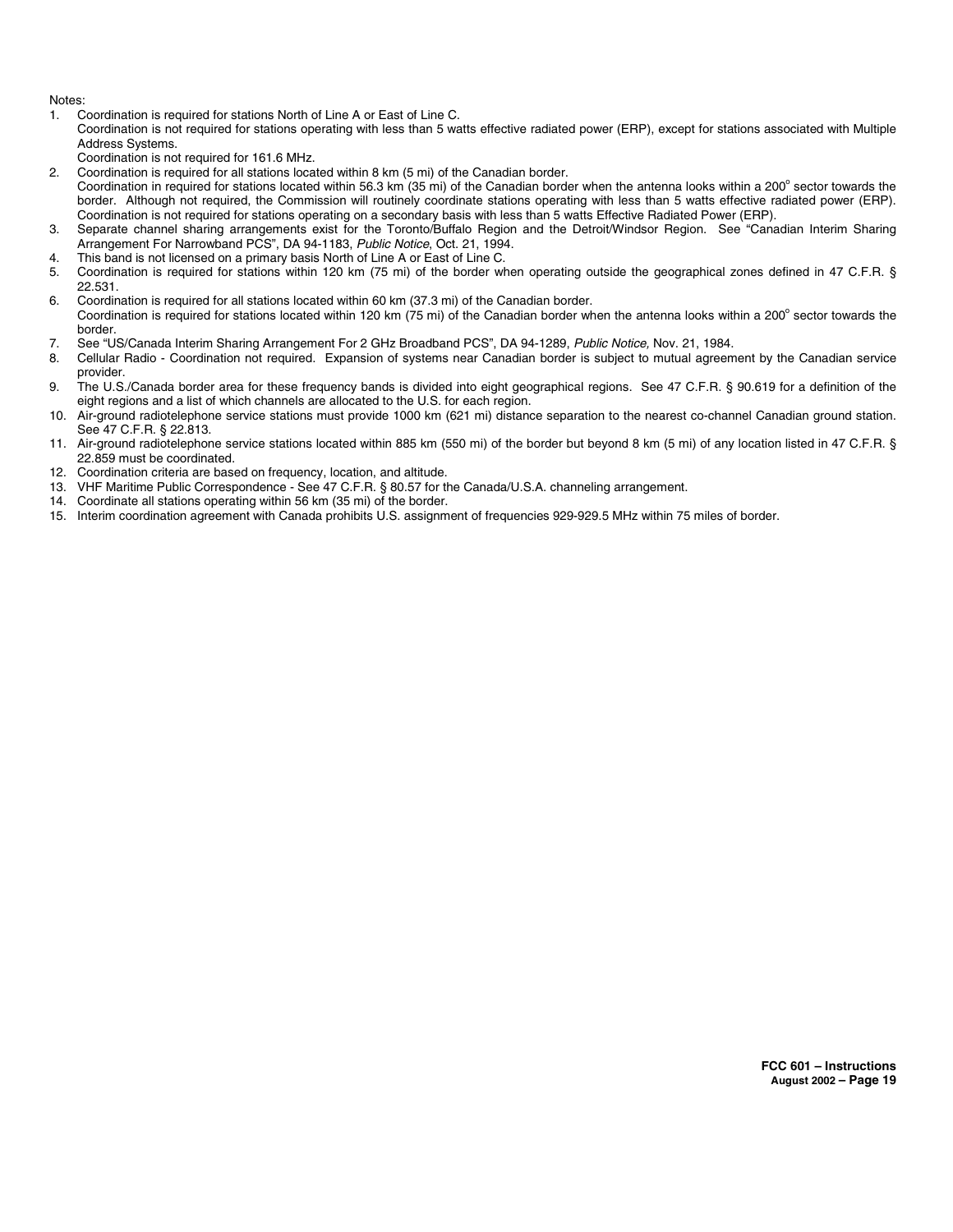Notes:

1. Coordination is required for stations North of Line A or East of Line C.
   Coordination is not required for stations operating with less than 5 watts effective radiated power (ERP), except for stations associated with Multiple Address Systems.
   Coordination is not required for 161.6 MHz.
2. Coordination is required for all stations located within 8 km (5 mi) of the Canadian border.
   Coordination in required for stations located within 56.3 km (35 mi) of the Canadian border when the antenna looks within a 200° sector towards the border. Although not required, the Commission will routinely coordinate stations operating with less than 5 watts effective radiated power (ERP). Coordination is not required for stations operating on a secondary basis with less than 5 watts Effective Radiated Power (ERP).
3. Separate channel sharing arrangements exist for the Toronto/Buffalo Region and the Detroit/Windsor Region. See "Canadian Interim Sharing Arrangement For Narrowband PCS", DA 94-1183, *Public Notice*, Oct. 21, 1994.
4. This band is not licensed on a primary basis North of Line A or East of Line C.
5. Coordination is required for stations within 120 km (75 mi) of the border when operating outside the geographical zones defined in 47 C.F.R. § 22.531.
6. Coordination is required for all stations located within 60 km (37.3 mi) of the Canadian border.
   Coordination is required for stations located within 120 km (75 mi) of the Canadian border when the antenna looks within a 200° sector towards the border.
7. See "US/Canada Interim Sharing Arrangement For 2 GHz Broadband PCS", DA 94-1289, *Public Notice,* Nov. 21, 1984.
8. Cellular Radio - Coordination not required. Expansion of systems near Canadian border is subject to mutual agreement by the Canadian service provider.
9. The U.S./Canada border area for these frequency bands is divided into eight geographical regions. See 47 C.F.R. § 90.619 for a definition of the eight regions and a list of which channels are allocated to the U.S. for each region.
10. Air-ground radiotelephone service stations must provide 1000 km (621 mi) distance separation to the nearest co-channel Canadian ground station. See 47 C.F.R. § 22.813.
11. Air-ground radiotelephone service stations located within 885 km (550 mi) of the border but beyond 8 km (5 mi) of any location listed in 47 C.F.R. § 22.859 must be coordinated.
12. Coordination criteria are based on frequency, location, and altitude.
13. VHF Maritime Public Correspondence - See 47 C.F.R. § 80.57 for the Canada/U.S.A. channeling arrangement.
14. Coordinate all stations operating within 56 km (35 mi) of the border.
15. Interim coordination agreement with Canada prohibits U.S. assignment of frequencies 929-929.5 MHz within 75 miles of border.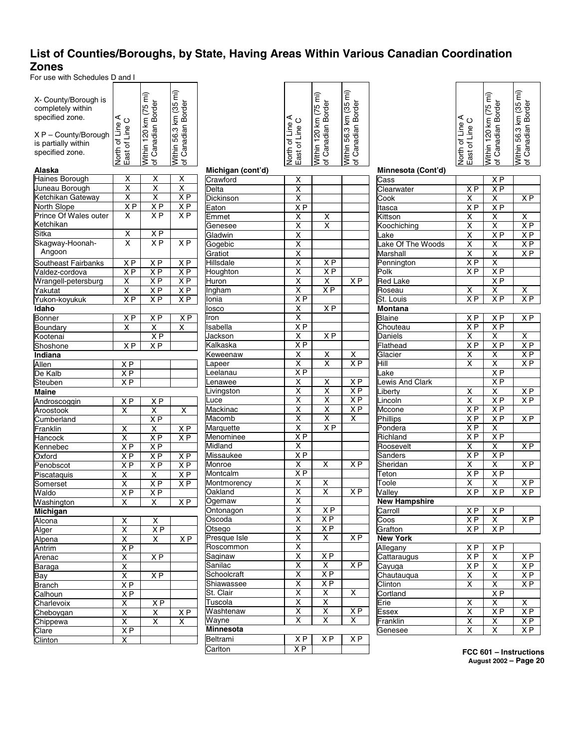# List of Counties/Boroughs, by State, Having Areas Within Various Canadian Coordination Zones

For use with Schedules D and I

X- County/Borough is completely within specified zone.

X P – County/Borough is partially within specified zone.

| County/Borough | North of Line A East of Line C | Within 120 km (75 mi) of Canadian Border | Within 56.3 km (35 mi) of Canadian Border |
|---|---|---|---|
| **Alaska** | | | |
| Haines Borough | X | X | X |
| Juneau Borough | X | X | X |
| Ketchikan Gateway | X | X | X P |
| North Slope | X P | X P | X P |
| Prince Of Wales outer Ketchikan | X | X P | X P |
| Sitka | X | X P | |
| Skagway-Hoonah-Angoon | X | X P | X P |
| Southeast Fairbanks | X P | X P | X P |
| Valdez-cordova | X P | X P | X P |
| Wrangell-petersburg | X | X P | X P |
| Yakutat | X | X P | X P |
| Yukon-koyukuk | X P | X P | X P |
| **Idaho** | | | |
| Bonner | X P | X P | X P |
| Boundary | X | X | X |
| Kootenai | | X P | |
| Shoshone | X P | X P | |
| **Indiana** | | | |
| Allen | X P | | |
| De Kalb | X P | | |
| Steuben | X P | | |
| **Maine** | | | |
| Androscoggin | X P | X P | |
| Aroostook | X | X | X |
| Cumberland | | X P | |
| Franklin | X | X | X P |
| Hancock | X | X P | X P |
| Kennebec | X P | X P | |
| Oxford | X P | X P | X P |
| Penobscot | X P | X P | X P |
| Piscataquis | X | X | X P |
| Somerset | X | X P | X P |
| Waldo | X P | X P | |
| Washington | X | X | X P |
| **Michigan** | | | |
| Alcona | X | X | |
| Alger | X | X P | |
| Alpena | X | X | X P |
| Antrim | X P | | |
| Arenac | X | X P | |
| Baraga | X | | |
| Bay | X | X P | |
| Branch | X P | | |
| Calhoun | X P | | |
| Charlevoix | X | X P | |
| Cheboygan | X | X | X P |
| Chippewa | X | X | X |
| Clare | X P | | |
| Clinton | X | | |
| **Michigan (cont'd)** | | | |
| Crawford | X | | |
| Delta | X | | |
| Dickinson | X | | |
| Eaton | X P | | |
| Emmet | X | X | |
| Genesee | X | X | |
| Gladwin | X | | |
| Gogebic | X | | |
| Gratiot | X | | |
| Hillsdale | X | X P | |
| Houghton | X | X P | |
| Huron | X | X | X P |
| Ingham | X | X P | |
| Ionia | X P | | |
| Iosco | X | X P | |
| Iron | X | | |
| Isabella | X P | | |
| Jackson | X | X P | |
| Kalkaska | X P | | |
| Keweenaw | X | X | X |
| Lapeer | X | X | X P |
| Leelanau | X P | | |
| Lenawee | X | X | X P |
| Livingston | X | X | X P |
| Luce | X | X | X P |
| Mackinac | X | X | X P |
| Macomb | X | X | X |
| Marquette | X | X P | |
| Menominee | X P | | |
| Midland | X | | |
| Missaukee | X P | | |
| Monroe | X | X | X P |
| Montcalm | X P | | |
| Montmorency | X | X | |
| Oakland | X | X | X P |
| Ogemaw | X | | |
| Ontonagon | X | X P | |
| Oscoda | X | X P | |
| Otsego | X | X P | |
| Presque Isle | X | X | X P |
| Roscommon | X | | |
| Saginaw | X | X P | |
| Sanilac | X | X | X P |
| Schoolcraft | X | X P | |
| Shiawassee | X | X P | |
| St. Clair | X | X | X |
| Tuscola | X | X | |
| Washtenaw | X | X | X P |
| Wayne | X | X | X |
| **Minnesota** | | | |
| Beltrami | X P | X P | X P |
| Carlton | X P | | |
| **Minnesota (Cont'd)** | | | |
| Cass | | X P | |
| Clearwater | X P | X P | |
| Cook | X | X | X P |
| Itasca | X P | X P | |
| Kittson | X | X | X |
| Koochiching | X | X | X P |
| Lake | X | X P | X P |
| Lake Of The Woods | X | X | X P |
| Marshall | X | X | X P |
| Pennington | X P | X | |
| Polk | X P | X P | |
| Red Lake | | X P | |
| Roseau | X | X | X |
| St. Louis | X P | X P | X P |
| **Montana** | | | |
| Blaine | X P | X P | X P |
| Chouteau | X P | X P | |
| Daniels | X | X | X |
| Flathead | X P | X P | X P |
| Glacier | X | X | X P |
| Hill | X | X | X P |
| Lake | | X P | |
| Lewis And Clark | | X P | |
| Liberty | X | X | X P |
| Lincoln | X | X P | X P |
| Mccone | X P | X P | |
| Phillips | X P | X P | X P |
| Pondera | X P | X | |
| Richland | X P | X P | |
| Roosevelt | X | X | X P |
| Sanders | X P | X P | |
| Sheridan | X | X | X P |
| Teton | X P | X P | |
| Toole | X | X | X P |
| Valley | X P | X P | X P |
| **New Hampshire** | | | |
| Carroll | X P | X P | |
| Coos | X P | X | X P |
| Grafton | X P | X P | |
| **New York** | | | |
| Allegany | X P | X P | |
| Cattaraugus | X P | X | X P |
| Cayuga | X P | X | X P |
| Chautauqua | X | X | X P |
| Clinton | X | X | X P |
| Cortland | | X P | |
| Erie | X | X | X |
| Essex | X | X P | X P |
| Franklin | X | X | X P |
| Genesee | X | X | X P |

FCC 601 – Instructions
August 2002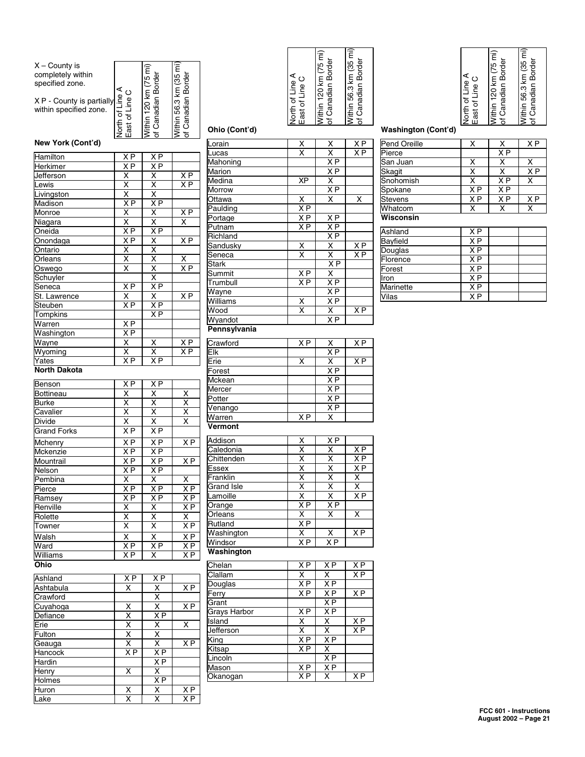X – County is completely within specified zone.

X P - County is partially within specified zone.

### New York (Cont'd)

| | North of Line A East of Line C | Within 120 km (75 mi) of Canadian Border | Within 56.3 km (35 mi) of Canadian Border |
|---|---|---|---|
| Hamilton | X P | X P | |
| Herkimer | X P | X P | |
| Jefferson | X | X | X P |
| Lewis | X | X | X P |
| Livingston | X | X | |
| Madison | X P | X P | |
| Monroe | X | X | X P |
| Niagara | X | X | X |
| Oneida | X P | X P | |
| Onondaga | X P | X | X P |
| Ontario | X | X | |
| Orleans | X | X | X |
| Oswego | X | X | X P |
| Schuyler | | X | |
| Seneca | X P | X P | |
| St. Lawrence | X | X | X P |
| Steuben | X P | X P | |
| Tompkins | | X P | |
| Warren | X P | | |
| Washington | X P | | |
| Wayne | X | X | X P |
| Wyoming | X | X | X P |
| Yates | X P | X P | |

### North Dakota

| | North of Line A East of Line C | Within 120 km (75 mi) of Canadian Border | Within 56.3 km (35 mi) of Canadian Border |
|---|---|---|---|
| Benson | X P | X P | |
| Bottineau | X | X | X |
| Burke | X | X | X |
| Cavalier | X | X | X |
| Divide | X | X | X |
| Grand Forks | X P | X P | |
| Mchenry | X P | X P | X P |
| Mckenzie | X P | X P | |
| Mountrail | X P | X P | X P |
| Nelson | X P | X P | |
| Pembina | X | X | X |
| Pierce | X P | X P | X P |
| Ramsey | X P | X P | X P |
| Renville | X | X | X P |
| Rolette | X | X | X |
| Towner | X | X | X P |
| Walsh | X | X | X P |
| Ward | X P | X P | X P |
| Williams | X P | X | X P |

### Ohio

| | North of Line A East of Line C | Within 120 km (75 mi) of Canadian Border | Within 56.3 km (35 mi) of Canadian Border |
|---|---|---|---|
| Ashland | X P | X P | |
| Ashtabula | X | X | X P |
| Crawford | | X | |
| Cuyahoga | X | X | X P |
| Defiance | X | X P | |
| Erie | X | X | X |
| Fulton | X | X | |
| Geauga | X | X | X P |
| Hancock | X P | X P | |
| Hardin | | X P | |
| Henry | X | X | |
| Holmes | | X P | |
| Huron | X | X | X P |
| Lake | X | X | X P |

### Ohio (Cont'd)

| | North of Line A East of Line C | Within 120 km (75 mi) of Canadian Border | Within 56.3 km (35 mi) of Canadian Border |
|---|---|---|---|
| Lorain | X | X | X P |
| Lucas | X | X | X P |
| Mahoning | | X P | |
| Marion | | X P | |
| Medina | XP | X | |
| Morrow | | X P | |
| Ottawa | X | X | X |
| Paulding | X P | | |
| Portage | X P | X P | |
| Putnam | X P | X P | |
| Richland | | X P | |
| Sandusky | X | X | X P |
| Seneca | X | X | X P |
| Stark | | X P | |
| Summit | X P | X | |
| Trumbull | X P | X P | |
| Wayne | | X P | |
| Williams | X | X P | |
| Wood | X | X | X P |
| Wyandot | | X P | |

### Pennsylvania

| | North of Line A East of Line C | Within 120 km (75 mi) of Canadian Border | Within 56.3 km (35 mi) of Canadian Border |
|---|---|---|---|
| Crawford | X P | X | X P |
| Elk | | X P | |
| Erie | X | X | X P |
| Forest | | X P | |
| Mckean | | X P | |
| Mercer | | X P | |
| Potter | | X P | |
| Venango | | X P | |
| Warren | X P | X | |

### Vermont

| | North of Line A East of Line C | Within 120 km (75 mi) of Canadian Border | Within 56.3 km (35 mi) of Canadian Border |
|---|---|---|---|
| Addison | X | X P | |
| Caledonia | X | X | X P |
| Chittenden | X | X | X P |
| Essex | X | X | X P |
| Franklin | X | X | X |
| Grand Isle | X | X | X |
| Lamoille | X | X | X P |
| Orange | X P | X P | |
| Orleans | X | X | X |
| Rutland | X P | | |
| Washington | X | X | X P |
| Windsor | X P | X P | |

### Washington

| | North of Line A East of Line C | Within 120 km (75 mi) of Canadian Border | Within 56.3 km (35 mi) of Canadian Border |
|---|---|---|---|
| Chelan | X P | X P | X P |
| Clallam | X | X | X P |
| Douglas | X P | X P | |
| Ferry | X P | X P | X P |
| Grant | | X P | |
| Grays Harbor | X P | X P | |
| Island | X | X | X P |
| Jefferson | X | X | X P |
| King | X P | X P | |
| Kitsap | X P | X | |
| Lincoln | | X P | |
| Mason | X P | X P | |
| Okanogan | X P | X | X P |

### Washington (Cont'd)

| | North of Line A East of Line C | Within 120 km (75 mi) of Canadian Border | Within 56.3 km (35 mi) of Canadian Border |
|---|---|---|---|
| Pend Oreille | X | X | X P |
| Pierce | | X P | |
| San Juan | X | X | X |
| Skagit | X | X | X P |
| Snohomish | X | X P | X |
| Spokane | X P | X P | |
| Stevens | X P | X P | X P |
| Whatcom | X | X | X |

### Wisconsin

| | North of Line A East of Line C | Within 120 km (75 mi) of Canadian Border | Within 56.3 km (35 mi) of Canadian Border |
|---|---|---|---|
| Ashland | X P | | |
| Bayfield | X P | | |
| Douglas | X P | | |
| Florence | X P | | |
| Forest | X P | | |
| Iron | X P | | |
| Marinette | X P | | |
| Vilas | X P | | |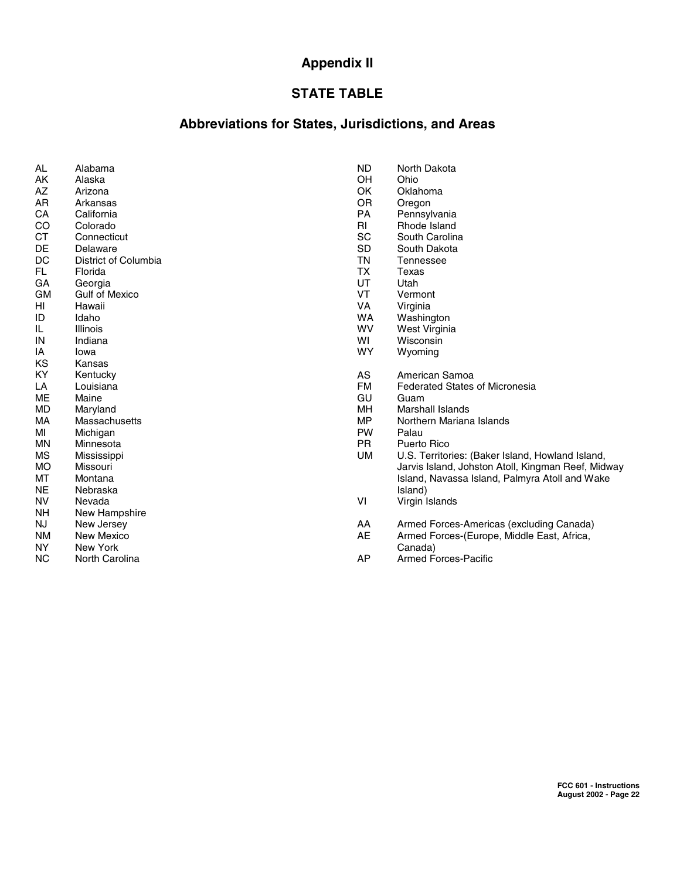# Appendix II

## STATE TABLE

## Abbreviations for States, Jurisdictions, and Areas

| Abbreviation | State/Jurisdiction/Area |
|---|---|
| AL | Alabama |
| AK | Alaska |
| AZ | Arizona |
| AR | Arkansas |
| CA | California |
| CO | Colorado |
| CT | Connecticut |
| DE | Delaware |
| DC | District of Columbia |
| FL | Florida |
| GA | Georgia |
| GM | Gulf of Mexico |
| HI | Hawaii |
| ID | Idaho |
| IL | Illinois |
| IN | Indiana |
| IA | Iowa |
| KS | Kansas |
| KY | Kentucky |
| LA | Louisiana |
| ME | Maine |
| MD | Maryland |
| MA | Massachusetts |
| MI | Michigan |
| MN | Minnesota |
| MS | Mississippi |
| MO | Missouri |
| MT | Montana |
| NE | Nebraska |
| NV | Nevada |
| NH | New Hampshire |
| NJ | New Jersey |
| NM | New Mexico |
| NY | New York |
| NC | North Carolina |
| ND | North Dakota |
| OH | Ohio |
| OK | Oklahoma |
| OR | Oregon |
| PA | Pennsylvania |
| RI | Rhode Island |
| SC | South Carolina |
| SD | South Dakota |
| TN | Tennessee |
| TX | Texas |
| UT | Utah |
| VT | Vermont |
| VA | Virginia |
| WA | Washington |
| WV | West Virginia |
| WI | Wisconsin |
| WY | Wyoming |
| AS | American Samoa |
| FM | Federated States of Micronesia |
| GU | Guam |
| MH | Marshall Islands |
| MP | Northern Mariana Islands |
| PW | Palau |
| PR | Puerto Rico |
| UM | U.S. Territories: (Baker Island, Howland Island, Jarvis Island, Johston Atoll, Kingman Reef, Midway Island, Navassa Island, Palmyra Atoll and Wake Island) |
| VI | Virgin Islands |
| AA | Armed Forces-Americas (excluding Canada) |
| AE | Armed Forces-(Europe, Middle East, Africa, Canada) |
| AP | Armed Forces-Pacific |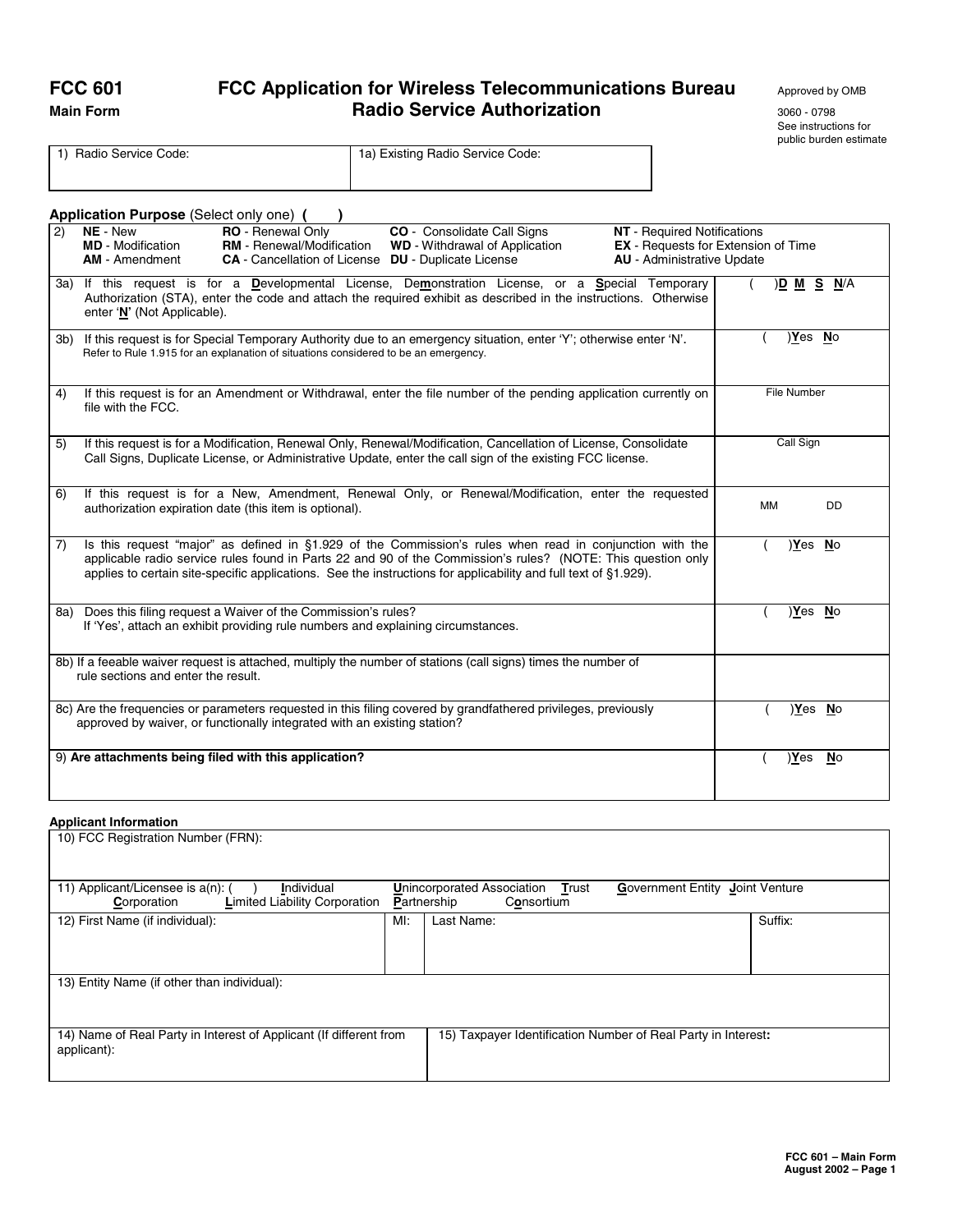# FCC 601

**Main Form**

## FCC Application for Wireless Telecommunications Bureau Radio Service Authorization

Approved by OMB

3060 - 0798

See instructions for public burden estimate

| 1) Radio Service Code: | 1a) Existing Radio Service Code: |
|---|---|
| | |

**Application Purpose** (Select only one) **( )**

| 2) | | | |
|---|---|---|---|
| **NE** - New | **RO** - Renewal Only | **CO** - Consolidate Call Signs | **NT** - Required Notifications |
| **MD** - Modification | **RM** - Renewal/Modification | **WD** - Withdrawal of Application | **EX** - Requests for Extension of Time |
| **AM** - Amendment | **CA** - Cancellation of License | **DU** - Duplicate License | **AU** - Administrative Update |

| Item | Response |
|---|---|
| 3a) If this request is for a **D**evelopmental License, De**m**onstration License, or a **S**pecial Temporary Authorization (STA), enter the code and attach the required exhibit as described in the instructions. Otherwise enter '**N**' (Not Applicable). | ( )**D M S N**/A |
| 3b) If this request is for Special Temporary Authority due to an emergency situation, enter 'Y'; otherwise enter 'N'. Refer to Rule 1.915 for an explanation of situations considered to be an emergency. | ( )**Y**es **N**o |
| 4) If this request is for an Amendment or Withdrawal, enter the file number of the pending application currently on file with the FCC. | File Number |
| 5) If this request is for a Modification, Renewal Only, Renewal/Modification, Cancellation of License, Consolidate Call Signs, Duplicate License, or Administrative Update, enter the call sign of the existing FCC license. | Call Sign |
| 6) If this request is for a New, Amendment, Renewal Only, or Renewal/Modification, enter the requested authorization expiration date (this item is optional). | MM DD |
| 7) Is this request "major" as defined in §1.929 of the Commission's rules when read in conjunction with the applicable radio service rules found in Parts 22 and 90 of the Commission's rules? (NOTE: This question only applies to certain site-specific applications. See the instructions for applicability and full text of §1.929). | ( )**Y**es **N**o |
| 8a) Does this filing request a Waiver of the Commission's rules? If 'Yes', attach an exhibit providing rule numbers and explaining circumstances. | ( )**Y**es **N**o |
| 8b) If a feeable waiver request is attached, multiply the number of stations (call signs) times the number of rule sections and enter the result. | |
| 8c) Are the frequencies or parameters requested in this filing covered by grandfathered privileges, previously approved by waiver, or functionally integrated with an existing station? | ( )**Y**es **N**o |
| 9) **Are attachments being filed with this application?** | ( )**Y**es **N**o |

**Applicant Information**

| | | | |
|---|---|---|---|
| 10) FCC Registration Number (FRN): | | | |
| 11) Applicant/Licensee is a(n): ( ) **I**ndividual **U**nincorporated Association **T**rust **G**overnment Entity **J**oint Venture **C**orporation **L**imited Liability Corporation **P**artnership C**o**nsortium | | | |
| 12) First Name (if individual): | MI: | Last Name: | Suffix: |
| 13) Entity Name (if other than individual): | | | |
| 14) Name of Real Party in Interest of Applicant (If different from applicant): | 15) Taxpayer Identification Number of Real Party in Interest: | | |

FCC 601 – Main Form
August 2002 – Page 1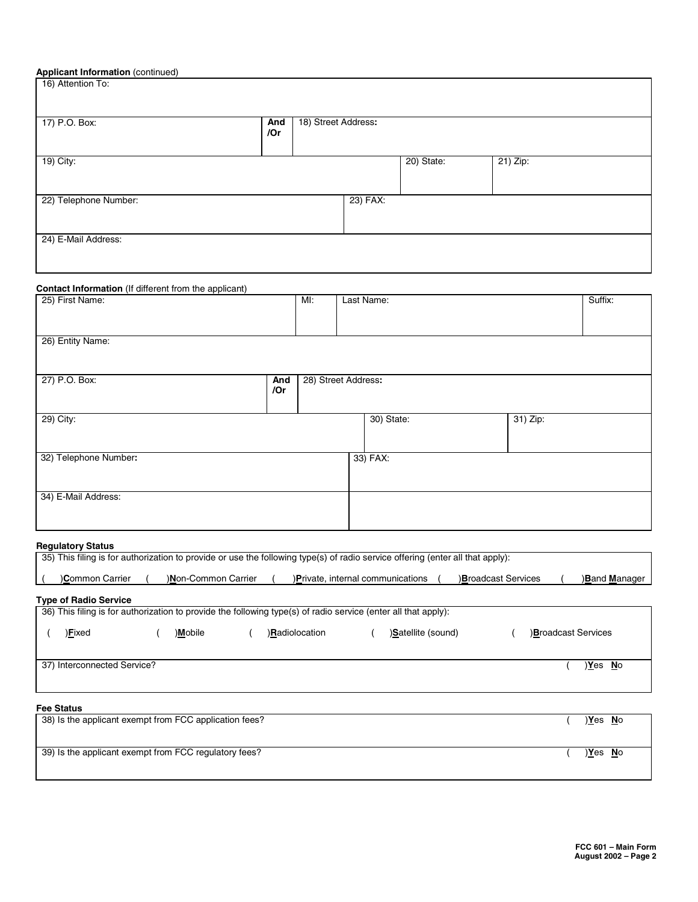**Applicant Information** (continued)

| 16) Attention To: | | | | |
|---|---|---|---|---|
| 17) P.O. Box: | **And /Or** | 18) Street Address**:** | | |
| 19) City: | | | 20) State: | 21) Zip: |
| 22) Telephone Number: | | 23) FAX: | | |
| 24) E-Mail Address: | | | | |

**Contact Information** (If different from the applicant)

| 25) First Name: | MI: | Last Name: | | Suffix: |
|---|---|---|---|---|
| 26) Entity Name: | | | | |
| 27) P.O. Box: | **And /Or** | 28) Street Address**:** | | |
| 29) City: | | 30) State: | 31) Zip: | |
| 32) Telephone Number**:** | | 33) FAX: | | |
| 34) E-Mail Address: | | | | |

**Regulatory Status**

35) This filing is for authorization to provide or use the following type(s) of radio service offering (enter all that apply):

( )**C**ommon Carrier ( )**N**on-Common Carrier ( )**P**rivate, internal communications ( )**B**roadcast Services ( )**B**and **M**anager

**Type of Radio Service**

36) This filing is for authorization to provide the following type(s) of radio service (enter all that apply):

( )**F**ixed ( )**M**obile ( )**R**adiolocation ( )**S**atellite (sound) ( )**B**roadcast Services

37) Interconnected Service? ( )**Y**es **N**o

**Fee Status**

38) Is the applicant exempt from FCC application fees? ( )**Y**es **N**o

39) Is the applicant exempt from FCC regulatory fees? ( )**Y**es **N**o

**FCC 601 – Main Form**
**August 2002 – Page 2**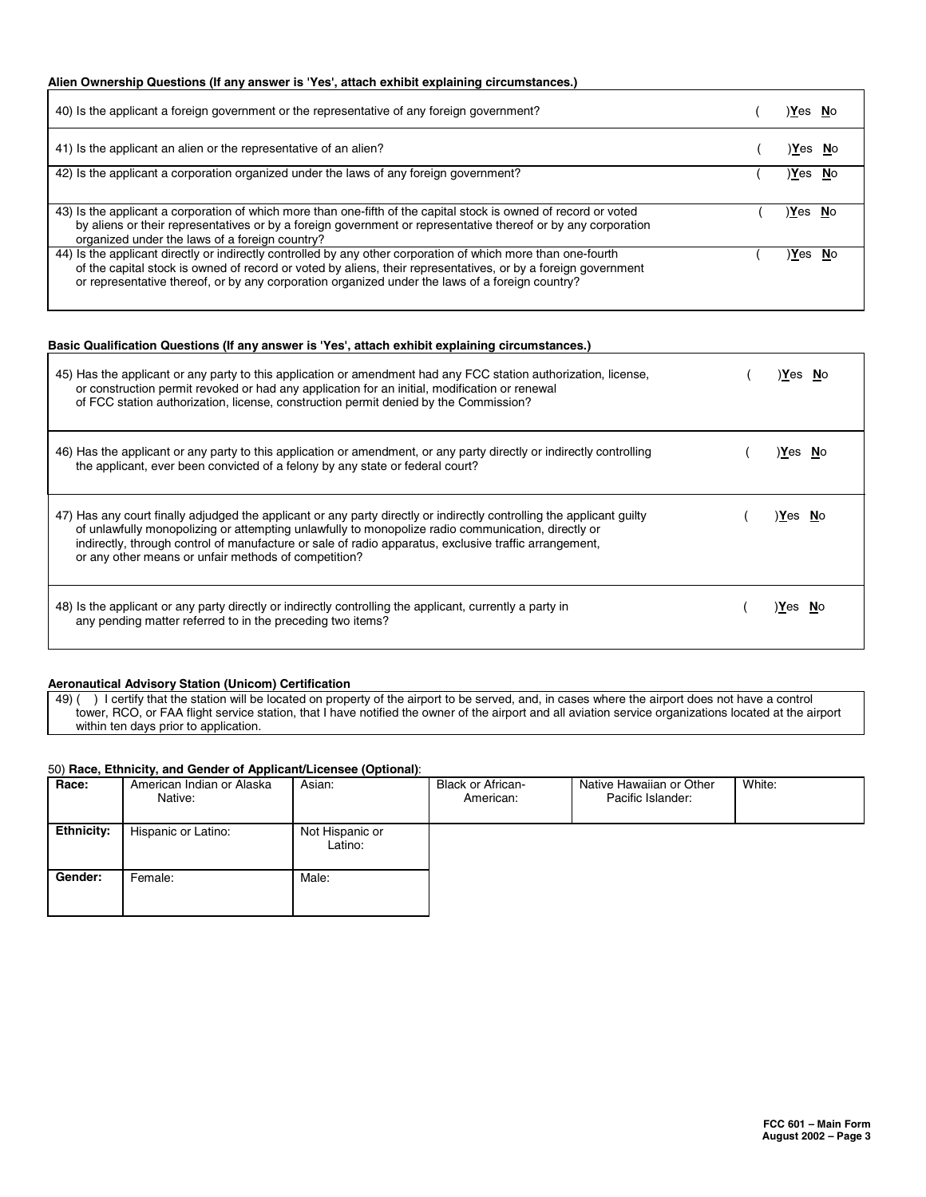**Alien Ownership Questions (If any answer is 'Yes', attach exhibit explaining circumstances.)**

| | |
|---|---|
| 40) Is the applicant a foreign government or the representative of any foreign government? | (    )Yes  No |
| 41) Is the applicant an alien or the representative of an alien? | (    )Yes  No |
| 42) Is the applicant a corporation organized under the laws of any foreign government? | (    )Yes  No |
| 43) Is the applicant a corporation of which more than one-fifth of the capital stock is owned of record or voted by aliens or their representatives or by a foreign government or representative thereof or by any corporation organized under the laws of a foreign country? | (    )Yes  No |
| 44) Is the applicant directly or indirectly controlled by any other corporation of which more than one-fourth of the capital stock is owned of record or voted by aliens, their representatives, or by a foreign government or representative thereof, or by any corporation organized under the laws of a foreign country? | (    )Yes  No |

**Basic Qualification Questions (If any answer is 'Yes', attach exhibit explaining circumstances.)**

| | |
|---|---|
| 45) Has the applicant or any party to this application or amendment had any FCC station authorization, license, or construction permit revoked or had any application for an initial, modification or renewal of FCC station authorization, license, construction permit denied by the Commission? | (    )Yes  No |
| 46) Has the applicant or any party to this application or amendment, or any party directly or indirectly controlling the applicant, ever been convicted of a felony by any state or federal court? | (    )Yes  No |
| 47) Has any court finally adjudged the applicant or any party directly or indirectly controlling the applicant guilty of unlawfully monopolizing or attempting unlawfully to monopolize radio communication, directly or indirectly, through control of manufacture or sale of radio apparatus, exclusive traffic arrangement, or any other means or unfair methods of competition? | (    )Yes  No |
| 48) Is the applicant or any party directly or indirectly controlling the applicant, currently a party in any pending matter referred to in the preceding two items? | (    )Yes  No |

**Aeronautical Advisory Station (Unicom) Certification**

49) (    ) I certify that the station will be located on property of the airport to be served, and, in cases where the airport does not have a control tower, RCO, or FAA flight service station, that I have notified the owner of the airport and all aviation service organizations located at the airport within ten days prior to application.

50) **Race, Ethnicity, and Gender of Applicant/Licensee (Optional)**:

| **Race:** | American Indian or Alaska Native: | Asian: | Black or African-American: | Native Hawaiian or Other Pacific Islander: | White: |
|---|---|---|---|---|---|
| **Ethnicity:** | Hispanic or Latino: | Not Hispanic or Latino: | | | |
| **Gender:** | Female: | Male: | | | |

**FCC 601 – Main Form**
**August 2002 – Page 3**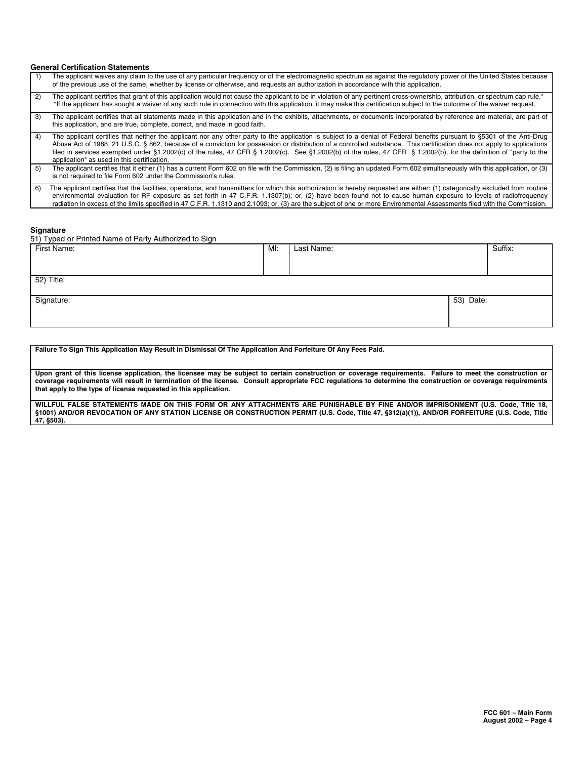**General Certification Statements**

| | |
|---|---|
| 1) | The applicant waives any claim to the use of any particular frequency or of the electromagnetic spectrum as against the regulatory power of the United States because of the previous use of the same, whether by license or otherwise, and requests an authorization in accordance with this application. |
| 2) | The applicant certifies that grant of this application would not cause the applicant to be in violation of any pertinent cross-ownership, attribution, or spectrum cap rule.* *If the applicant has sought a waiver of any such rule in connection with this application, it may make this certification subject to the outcome of the waiver request. |
| 3) | The applicant certifies that all statements made in this application and in the exhibits, attachments, or documents incorporated by reference are material, are part of this application, and are true, complete, correct, and made in good faith. |
| 4) | The applicant certifies that neither the applicant nor any other party to the application is subject to a denial of Federal benefits pursuant to §5301 of the Anti-Drug Abuse Act of 1988, 21 U.S.C. § 862, because of a conviction for possession or distribution of a controlled substance. This certification does not apply to applications filed in services exempted under §1.2002(c) of the rules, 47 CFR § 1.2002(c). See §1.2002(b) of the rules, 47 CFR § 1.2002(b), for the definition of "party to the application" as used in this certification. |
| 5) | The applicant certifies that it either (1) has a current Form 602 on file with the Commission, (2) is filing an updated Form 602 simultaneously with this application, or (3) is not required to file Form 602 under the Commission's rules. |
| 6) | The applicant certifies that the facilities, operations, and transmitters for which this authorization is hereby requested are either: (1) categorically excluded from routine environmental evaluation for RF exposure as set forth in 47 C.F.R. 1.1307(b); or, (2) have been found not to cause human exposure to levels of radiofrequency radiation in excess of the limits specified in 47 C.F.R. 1.1310 and 2.1093; or, (3) are the subject of one or more Environmental Assessments filed with the Commission. |

**Signature**

51) Typed or Printed Name of Party Authorized to Sign

| First Name: | MI: | Last Name: | Suffix: |
|---|---|---|---|
| | | | |

| 52) Title: | |
|---|---|
| Signature: | 53) Date: |

**Failure To Sign This Application May Result In Dismissal Of The Application And Forfeiture Of Any Fees Paid.**

**Upon grant of this license application, the licensee may be subject to certain construction or coverage requirements. Failure to meet the construction or coverage requirements will result in termination of the license. Consult appropriate FCC regulations to determine the construction or coverage requirements that apply to the type of license requested in this application.**

**WILLFUL FALSE STATEMENTS MADE ON THIS FORM OR ANY ATTACHMENTS ARE PUNISHABLE BY FINE AND/OR IMPRISONMENT (U.S. Code, Title 18, §1001) AND/OR REVOCATION OF ANY STATION LICENSE OR CONSTRUCTION PERMIT (U.S. Code, Title 47, §312(a)(1)), AND/OR FORFEITURE (U.S. Code, Title 47, §503).**